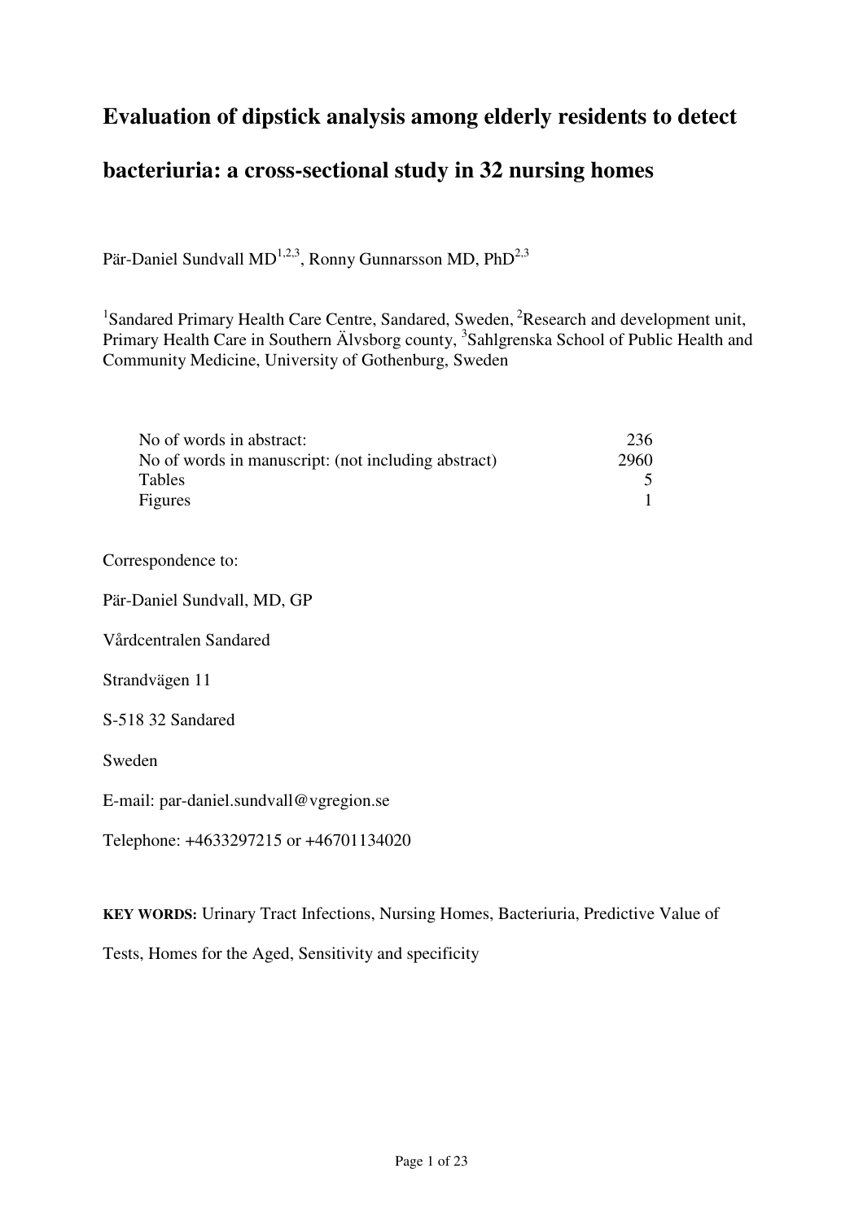# Evaluation of dipstick analysis among elderly residents to detect bacteriuria: a cross-sectional study in 32 nursing homes

Pär-Daniel Sundvall MD[1,2,3], Ronny Gunnarsson MD, PhD[2,3]

[1]Sandared Primary Health Care Centre, Sandared, Sweden, [2]Research and development unit, Primary Health Care in Southern Älvsborg county, [3]Sahlgrenska School of Public Health and Community Medicine, University of Gothenburg, Sweden

| | |
|---|---|
| No of words in abstract: | 236 |
| No of words in manuscript: (not including abstract) | 2960 |
| Tables | 5 |
| Figures | 1 |

Correspondence to:

Pär-Daniel Sundvall, MD, GP

Vårdcentralen Sandared

Strandvägen 11

S-518 32 Sandared

Sweden

E-mail: par-daniel.sundvall@vgregion.se

Telephone: +4633297215 or +46701134020

**KEY WORDS:** Urinary Tract Infections, Nursing Homes, Bacteriuria, Predictive Value of Tests, Homes for the Aged, Sensitivity and specificity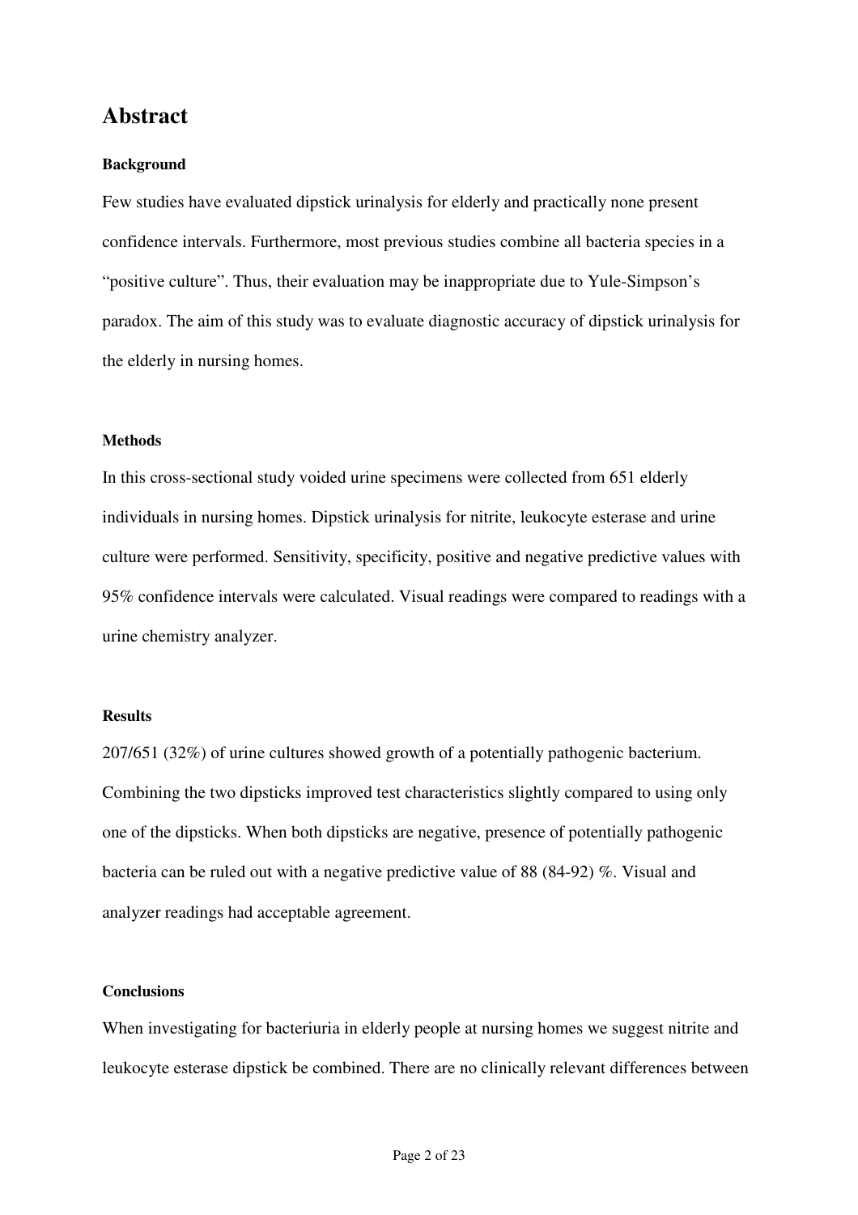# Abstract

### Background

Few studies have evaluated dipstick urinalysis for elderly and practically none present confidence intervals. Furthermore, most previous studies combine all bacteria species in a "positive culture". Thus, their evaluation may be inappropriate due to Yule-Simpson's paradox. The aim of this study was to evaluate diagnostic accuracy of dipstick urinalysis for the elderly in nursing homes.

### Methods

In this cross-sectional study voided urine specimens were collected from 651 elderly individuals in nursing homes. Dipstick urinalysis for nitrite, leukocyte esterase and urine culture were performed. Sensitivity, specificity, positive and negative predictive values with 95% confidence intervals were calculated. Visual readings were compared to readings with a urine chemistry analyzer.

### Results

207/651 (32%) of urine cultures showed growth of a potentially pathogenic bacterium. Combining the two dipsticks improved test characteristics slightly compared to using only one of the dipsticks. When both dipsticks are negative, presence of potentially pathogenic bacteria can be ruled out with a negative predictive value of 88 (84-92) %. Visual and analyzer readings had acceptable agreement.

### Conclusions

When investigating for bacteriuria in elderly people at nursing homes we suggest nitrite and leukocyte esterase dipstick be combined. There are no clinically relevant differences between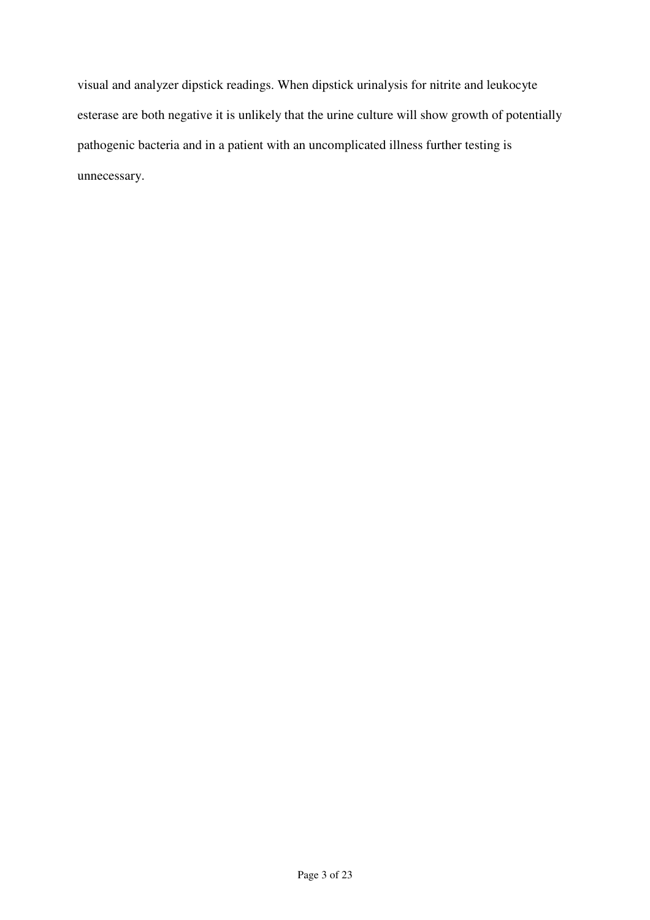visual and analyzer dipstick readings. When dipstick urinalysis for nitrite and leukocyte esterase are both negative it is unlikely that the urine culture will show growth of potentially pathogenic bacteria and in a patient with an uncomplicated illness further testing is unnecessary.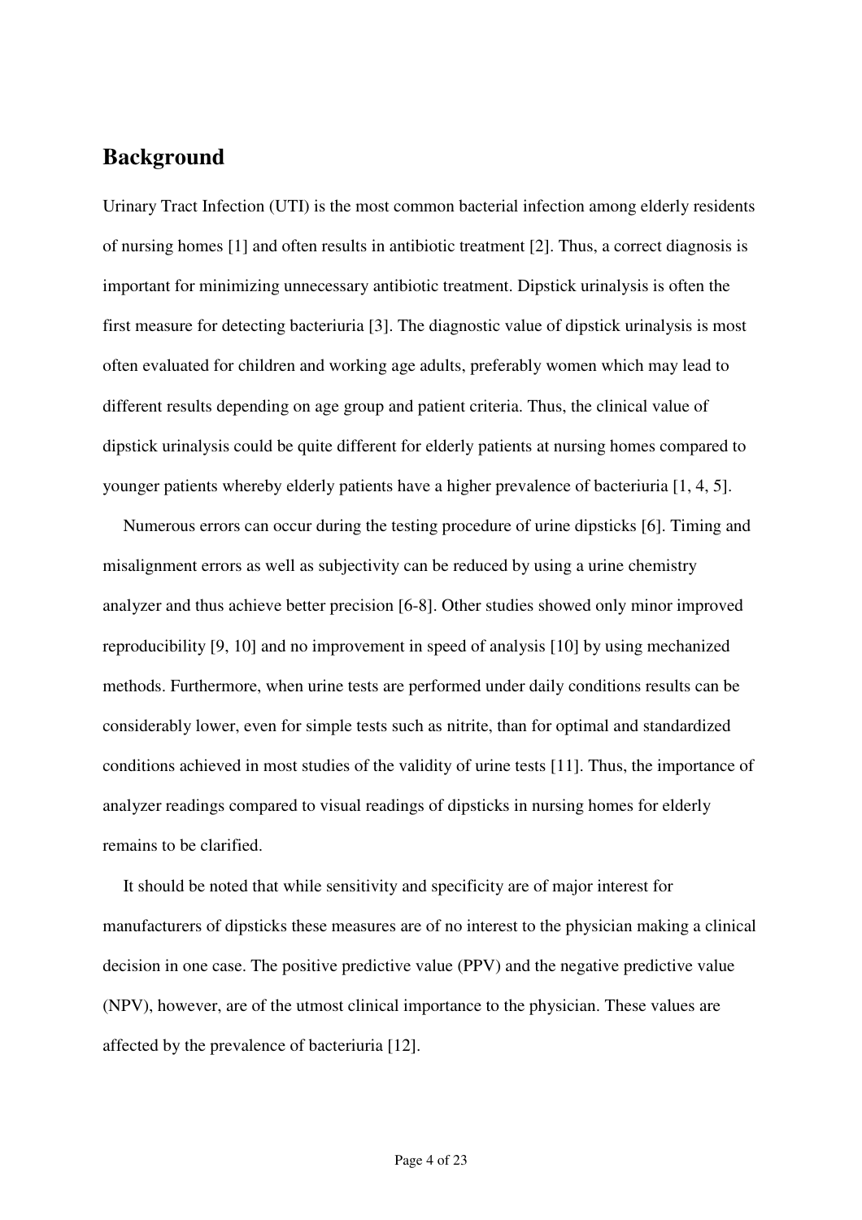## Background

Urinary Tract Infection (UTI) is the most common bacterial infection among elderly residents of nursing homes [1] and often results in antibiotic treatment [2]. Thus, a correct diagnosis is important for minimizing unnecessary antibiotic treatment. Dipstick urinalysis is often the first measure for detecting bacteriuria [3]. The diagnostic value of dipstick urinalysis is most often evaluated for children and working age adults, preferably women which may lead to different results depending on age group and patient criteria. Thus, the clinical value of dipstick urinalysis could be quite different for elderly patients at nursing homes compared to younger patients whereby elderly patients have a higher prevalence of bacteriuria [1, 4, 5].

Numerous errors can occur during the testing procedure of urine dipsticks [6]. Timing and misalignment errors as well as subjectivity can be reduced by using a urine chemistry analyzer and thus achieve better precision [6-8]. Other studies showed only minor improved reproducibility [9, 10] and no improvement in speed of analysis [10] by using mechanized methods. Furthermore, when urine tests are performed under daily conditions results can be considerably lower, even for simple tests such as nitrite, than for optimal and standardized conditions achieved in most studies of the validity of urine tests [11]. Thus, the importance of analyzer readings compared to visual readings of dipsticks in nursing homes for elderly remains to be clarified.

It should be noted that while sensitivity and specificity are of major interest for manufacturers of dipsticks these measures are of no interest to the physician making a clinical decision in one case. The positive predictive value (PPV) and the negative predictive value (NPV), however, are of the utmost clinical importance to the physician. These values are affected by the prevalence of bacteriuria [12].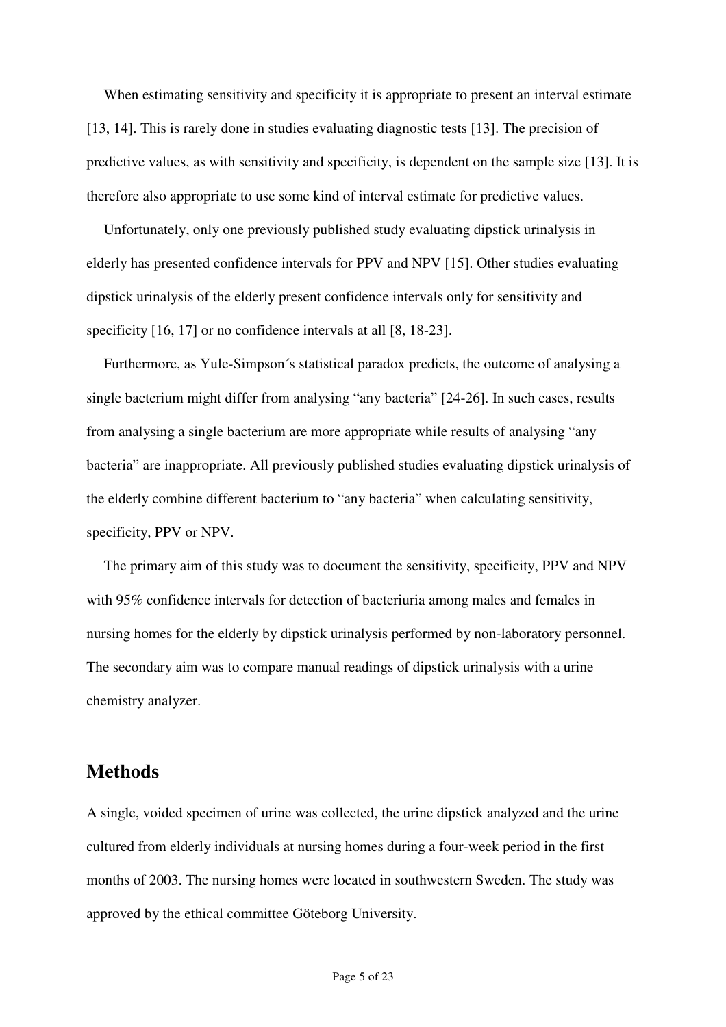When estimating sensitivity and specificity it is appropriate to present an interval estimate [13, 14]. This is rarely done in studies evaluating diagnostic tests [13]. The precision of predictive values, as with sensitivity and specificity, is dependent on the sample size [13]. It is therefore also appropriate to use some kind of interval estimate for predictive values.

Unfortunately, only one previously published study evaluating dipstick urinalysis in elderly has presented confidence intervals for PPV and NPV [15]. Other studies evaluating dipstick urinalysis of the elderly present confidence intervals only for sensitivity and specificity [16, 17] or no confidence intervals at all [8, 18-23].

Furthermore, as Yule-Simpson´s statistical paradox predicts, the outcome of analysing a single bacterium might differ from analysing "any bacteria" [24-26]. In such cases, results from analysing a single bacterium are more appropriate while results of analysing "any bacteria" are inappropriate. All previously published studies evaluating dipstick urinalysis of the elderly combine different bacterium to "any bacteria" when calculating sensitivity, specificity, PPV or NPV.

The primary aim of this study was to document the sensitivity, specificity, PPV and NPV with 95% confidence intervals for detection of bacteriuria among males and females in nursing homes for the elderly by dipstick urinalysis performed by non-laboratory personnel. The secondary aim was to compare manual readings of dipstick urinalysis with a urine chemistry analyzer.

## Methods

A single, voided specimen of urine was collected, the urine dipstick analyzed and the urine cultured from elderly individuals at nursing homes during a four-week period in the first months of 2003. The nursing homes were located in southwestern Sweden. The study was approved by the ethical committee Göteborg University.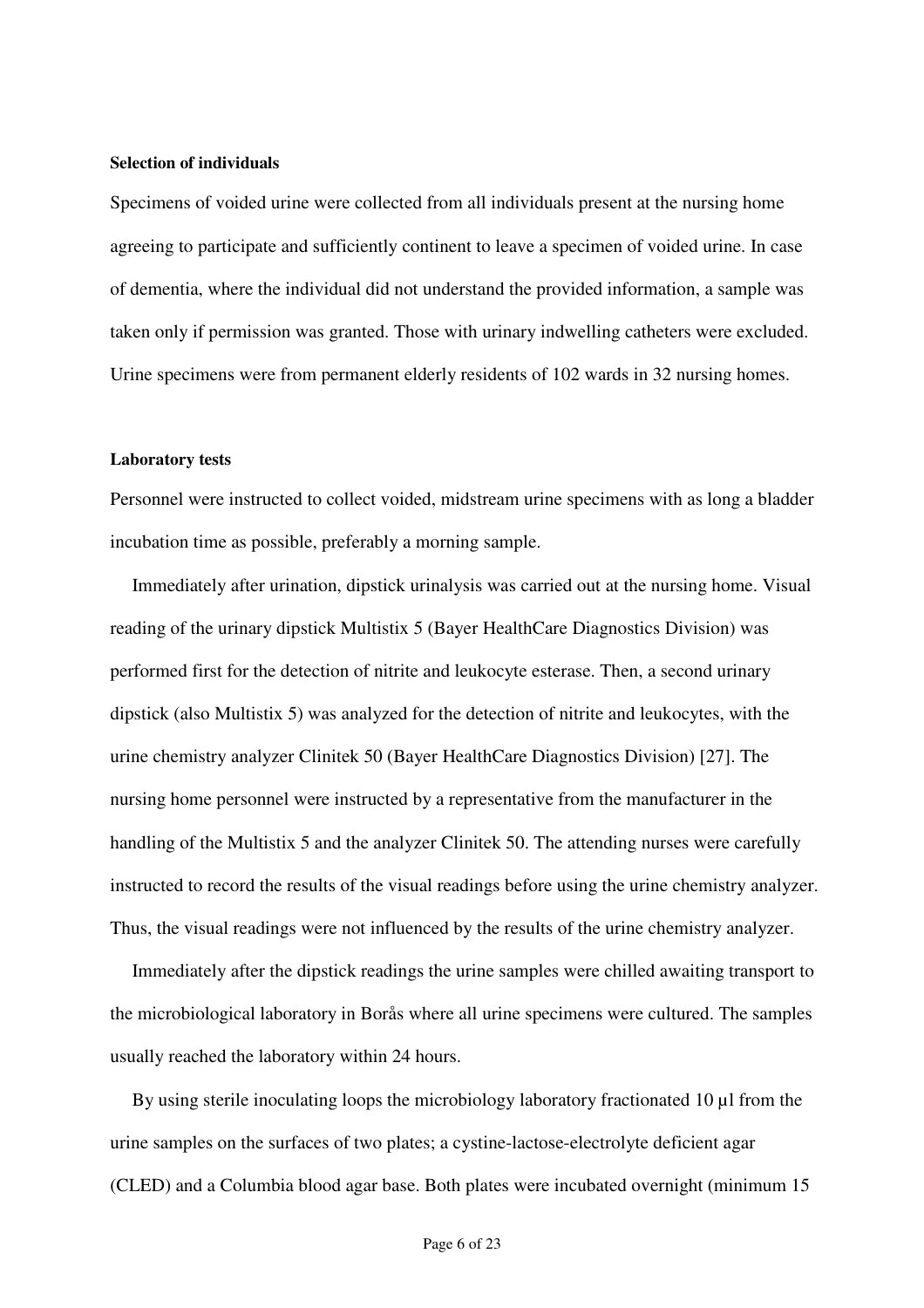### Selection of individuals

Specimens of voided urine were collected from all individuals present at the nursing home agreeing to participate and sufficiently continent to leave a specimen of voided urine. In case of dementia, where the individual did not understand the provided information, a sample was taken only if permission was granted. Those with urinary indwelling catheters were excluded. Urine specimens were from permanent elderly residents of 102 wards in 32 nursing homes.

### Laboratory tests

Personnel were instructed to collect voided, midstream urine specimens with as long a bladder incubation time as possible, preferably a morning sample.

Immediately after urination, dipstick urinalysis was carried out at the nursing home. Visual reading of the urinary dipstick Multistix 5 (Bayer HealthCare Diagnostics Division) was performed first for the detection of nitrite and leukocyte esterase. Then, a second urinary dipstick (also Multistix 5) was analyzed for the detection of nitrite and leukocytes, with the urine chemistry analyzer Clinitek 50 (Bayer HealthCare Diagnostics Division) [27]. The nursing home personnel were instructed by a representative from the manufacturer in the handling of the Multistix 5 and the analyzer Clinitek 50. The attending nurses were carefully instructed to record the results of the visual readings before using the urine chemistry analyzer. Thus, the visual readings were not influenced by the results of the urine chemistry analyzer.

Immediately after the dipstick readings the urine samples were chilled awaiting transport to the microbiological laboratory in Borås where all urine specimens were cultured. The samples usually reached the laboratory within 24 hours.

By using sterile inoculating loops the microbiology laboratory fractionated 10 μl from the urine samples on the surfaces of two plates; a cystine-lactose-electrolyte deficient agar (CLED) and a Columbia blood agar base. Both plates were incubated overnight (minimum 15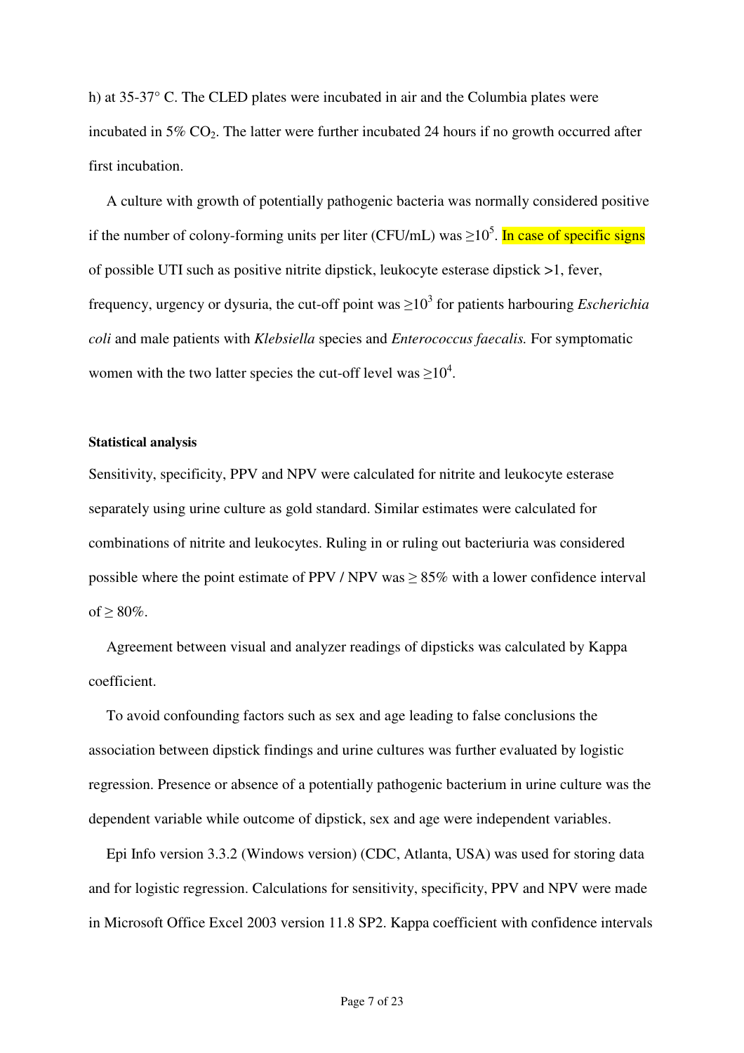h) at 35-37° C. The CLED plates were incubated in air and the Columbia plates were incubated in 5% $CO_2$. The latter were further incubated 24 hours if no growth occurred after first incubation.

A culture with growth of potentially pathogenic bacteria was normally considered positive if the number of colony-forming units per liter (CFU/mL) was $\geq 10^5$. In case of specific signs of possible UTI such as positive nitrite dipstick, leukocyte esterase dipstick >1, fever, frequency, urgency or dysuria, the cut-off point was $\geq 10^3$ for patients harbouring *Escherichia coli* and male patients with *Klebsiella* species and *Enterococcus faecalis.* For symptomatic women with the two latter species the cut-off level was $\geq 10^4$.

**Statistical analysis**

Sensitivity, specificity, PPV and NPV were calculated for nitrite and leukocyte esterase separately using urine culture as gold standard. Similar estimates were calculated for combinations of nitrite and leukocytes. Ruling in or ruling out bacteriuria was considered possible where the point estimate of PPV / NPV was $\geq$ 85% with a lower confidence interval of $\geq$ 80%.

Agreement between visual and analyzer readings of dipsticks was calculated by Kappa coefficient.

To avoid confounding factors such as sex and age leading to false conclusions the association between dipstick findings and urine cultures was further evaluated by logistic regression. Presence or absence of a potentially pathogenic bacterium in urine culture was the dependent variable while outcome of dipstick, sex and age were independent variables.

Epi Info version 3.3.2 (Windows version) (CDC, Atlanta, USA) was used for storing data and for logistic regression. Calculations for sensitivity, specificity, PPV and NPV were made in Microsoft Office Excel 2003 version 11.8 SP2. Kappa coefficient with confidence intervals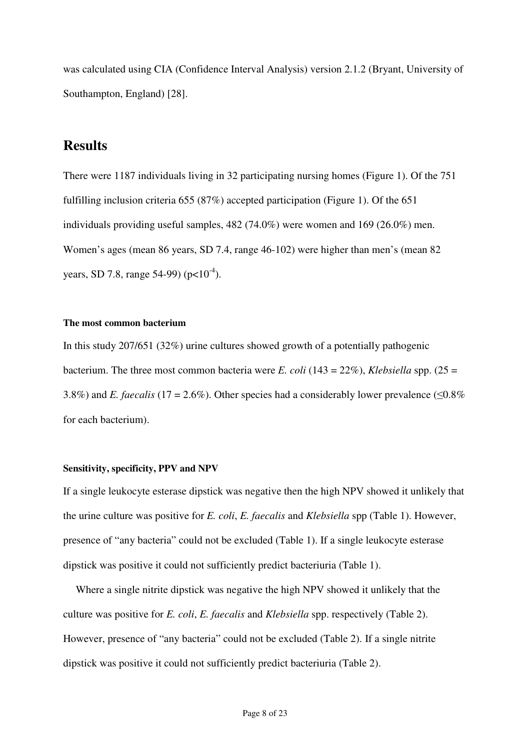was calculated using CIA (Confidence Interval Analysis) version 2.1.2 (Bryant, University of Southampton, England) [28].

## Results

There were 1187 individuals living in 32 participating nursing homes (Figure 1). Of the 751 fulfilling inclusion criteria 655 (87%) accepted participation (Figure 1). Of the 651 individuals providing useful samples, 482 (74.0%) were women and 169 (26.0%) men. Women's ages (mean 86 years, SD 7.4, range 46-102) were higher than men's (mean 82 years, SD 7.8, range 54-99) ($p<10^{-4}$).

#### The most common bacterium

In this study 207/651 (32%) urine cultures showed growth of a potentially pathogenic bacterium. The three most common bacteria were *E. coli* (143 = 22%), *Klebsiella* spp. (25 = 3.8%) and *E. faecalis* (17 = 2.6%). Other species had a considerably lower prevalence (≤0.8% for each bacterium).

#### Sensitivity, specificity, PPV and NPV

If a single leukocyte esterase dipstick was negative then the high NPV showed it unlikely that the urine culture was positive for *E. coli*, *E. faecalis* and *Klebsiella* spp (Table 1). However, presence of "any bacteria" could not be excluded (Table 1). If a single leukocyte esterase dipstick was positive it could not sufficiently predict bacteriuria (Table 1).

Where a single nitrite dipstick was negative the high NPV showed it unlikely that the culture was positive for *E. coli*, *E. faecalis* and *Klebsiella* spp. respectively (Table 2). However, presence of "any bacteria" could not be excluded (Table 2). If a single nitrite dipstick was positive it could not sufficiently predict bacteriuria (Table 2).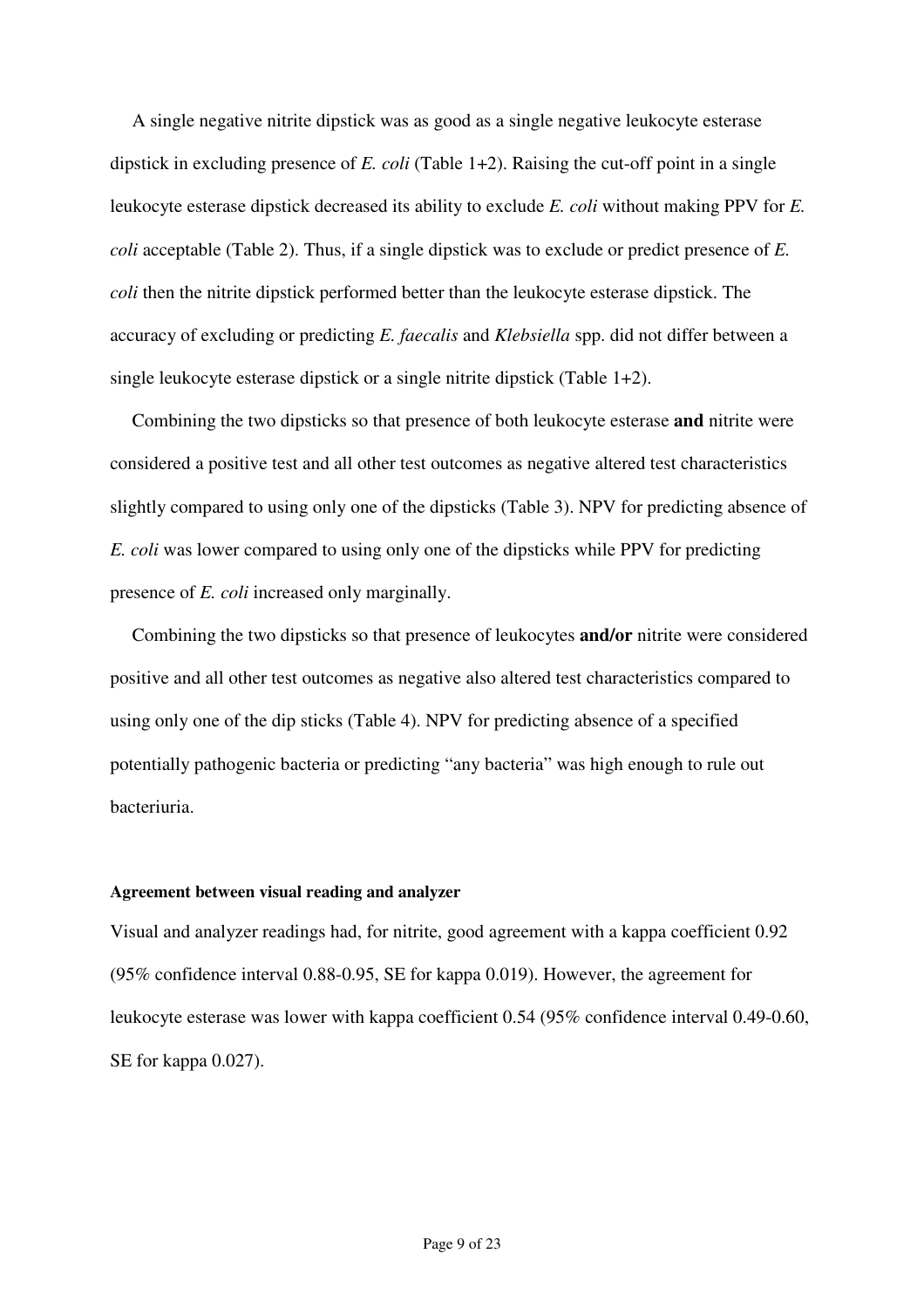A single negative nitrite dipstick was as good as a single negative leukocyte esterase dipstick in excluding presence of *E. coli* (Table 1+2). Raising the cut-off point in a single leukocyte esterase dipstick decreased its ability to exclude *E. coli* without making PPV for *E. coli* acceptable (Table 2). Thus, if a single dipstick was to exclude or predict presence of *E. coli* then the nitrite dipstick performed better than the leukocyte esterase dipstick. The accuracy of excluding or predicting *E. faecalis* and *Klebsiella* spp. did not differ between a single leukocyte esterase dipstick or a single nitrite dipstick (Table 1+2).

Combining the two dipsticks so that presence of both leukocyte esterase **and** nitrite were considered a positive test and all other test outcomes as negative altered test characteristics slightly compared to using only one of the dipsticks (Table 3). NPV for predicting absence of *E. coli* was lower compared to using only one of the dipsticks while PPV for predicting presence of *E. coli* increased only marginally.

Combining the two dipsticks so that presence of leukocytes **and/or** nitrite were considered positive and all other test outcomes as negative also altered test characteristics compared to using only one of the dip sticks (Table 4). NPV for predicting absence of a specified potentially pathogenic bacteria or predicting "any bacteria" was high enough to rule out bacteriuria.

#### Agreement between visual reading and analyzer

Visual and analyzer readings had, for nitrite, good agreement with a kappa coefficient 0.92 (95% confidence interval 0.88-0.95, SE for kappa 0.019). However, the agreement for leukocyte esterase was lower with kappa coefficient 0.54 (95% confidence interval 0.49-0.60, SE for kappa 0.027).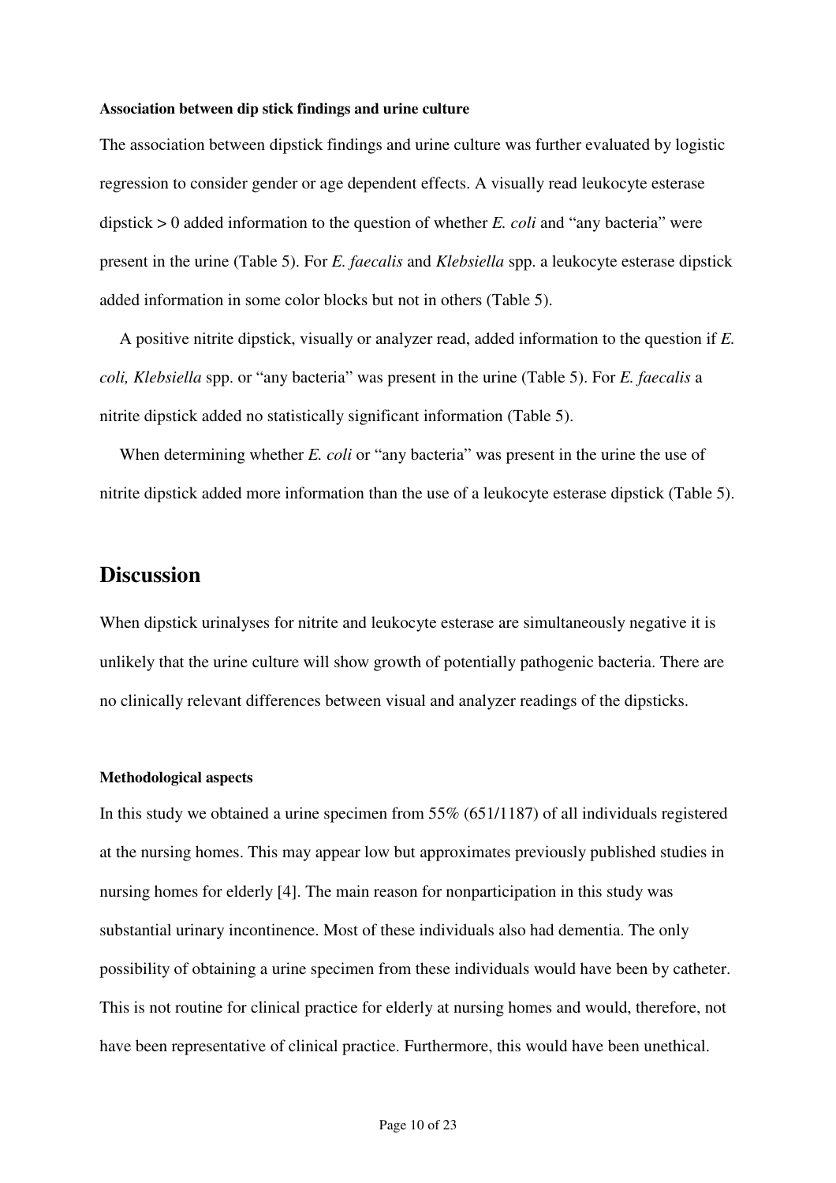#### Association between dip stick findings and urine culture

The association between dipstick findings and urine culture was further evaluated by logistic regression to consider gender or age dependent effects. A visually read leukocyte esterase dipstick > 0 added information to the question of whether *E. coli* and "any bacteria" were present in the urine (Table 5). For *E. faecalis* and *Klebsiella* spp. a leukocyte esterase dipstick added information in some color blocks but not in others (Table 5).

A positive nitrite dipstick, visually or analyzer read, added information to the question if *E. coli, Klebsiella* spp. or "any bacteria" was present in the urine (Table 5). For *E. faecalis* a nitrite dipstick added no statistically significant information (Table 5).

When determining whether *E. coli* or "any bacteria" was present in the urine the use of nitrite dipstick added more information than the use of a leukocyte esterase dipstick (Table 5).

## Discussion

When dipstick urinalyses for nitrite and leukocyte esterase are simultaneously negative it is unlikely that the urine culture will show growth of potentially pathogenic bacteria. There are no clinically relevant differences between visual and analyzer readings of the dipsticks.

#### Methodological aspects

In this study we obtained a urine specimen from 55% (651/1187) of all individuals registered at the nursing homes. This may appear low but approximates previously published studies in nursing homes for elderly [4]. The main reason for nonparticipation in this study was substantial urinary incontinence. Most of these individuals also had dementia. The only possibility of obtaining a urine specimen from these individuals would have been by catheter. This is not routine for clinical practice for elderly at nursing homes and would, therefore, not have been representative of clinical practice. Furthermore, this would have been unethical.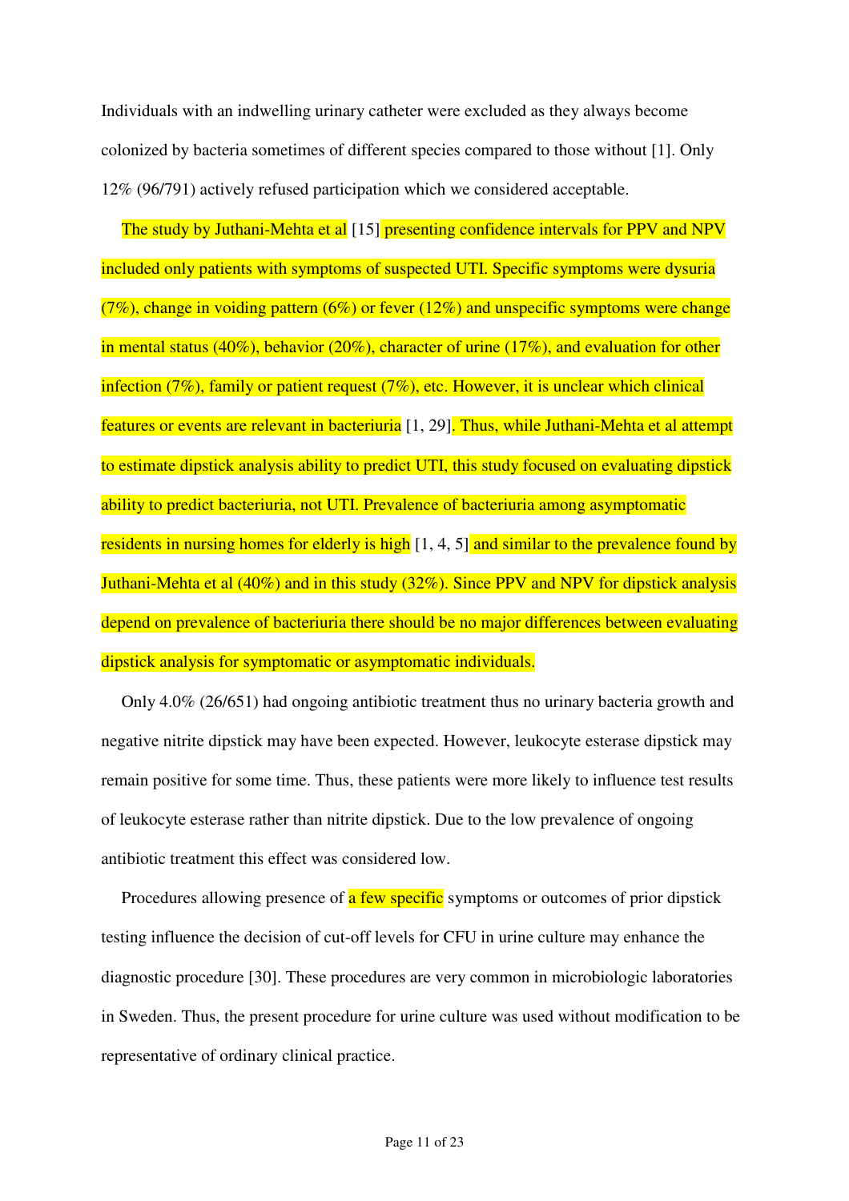Individuals with an indwelling urinary catheter were excluded as they always become colonized by bacteria sometimes of different species compared to those without [1]. Only 12% (96/791) actively refused participation which we considered acceptable.

The study by Juthani-Mehta et al [15] presenting confidence intervals for PPV and NPV included only patients with symptoms of suspected UTI. Specific symptoms were dysuria (7%), change in voiding pattern (6%) or fever (12%) and unspecific symptoms were change in mental status (40%), behavior (20%), character of urine (17%), and evaluation for other infection (7%), family or patient request (7%), etc. However, it is unclear which clinical features or events are relevant in bacteriuria [1, 29]. Thus, while Juthani-Mehta et al attempt to estimate dipstick analysis ability to predict UTI, this study focused on evaluating dipstick ability to predict bacteriuria, not UTI. Prevalence of bacteriuria among asymptomatic residents in nursing homes for elderly is high [1, 4, 5] and similar to the prevalence found by Juthani-Mehta et al (40%) and in this study (32%). Since PPV and NPV for dipstick analysis depend on prevalence of bacteriuria there should be no major differences between evaluating dipstick analysis for symptomatic or asymptomatic individuals.

Only 4.0% (26/651) had ongoing antibiotic treatment thus no urinary bacteria growth and negative nitrite dipstick may have been expected. However, leukocyte esterase dipstick may remain positive for some time. Thus, these patients were more likely to influence test results of leukocyte esterase rather than nitrite dipstick. Due to the low prevalence of ongoing antibiotic treatment this effect was considered low.

Procedures allowing presence of a few specific symptoms or outcomes of prior dipstick testing influence the decision of cut-off levels for CFU in urine culture may enhance the diagnostic procedure [30]. These procedures are very common in microbiologic laboratories in Sweden. Thus, the present procedure for urine culture was used without modification to be representative of ordinary clinical practice.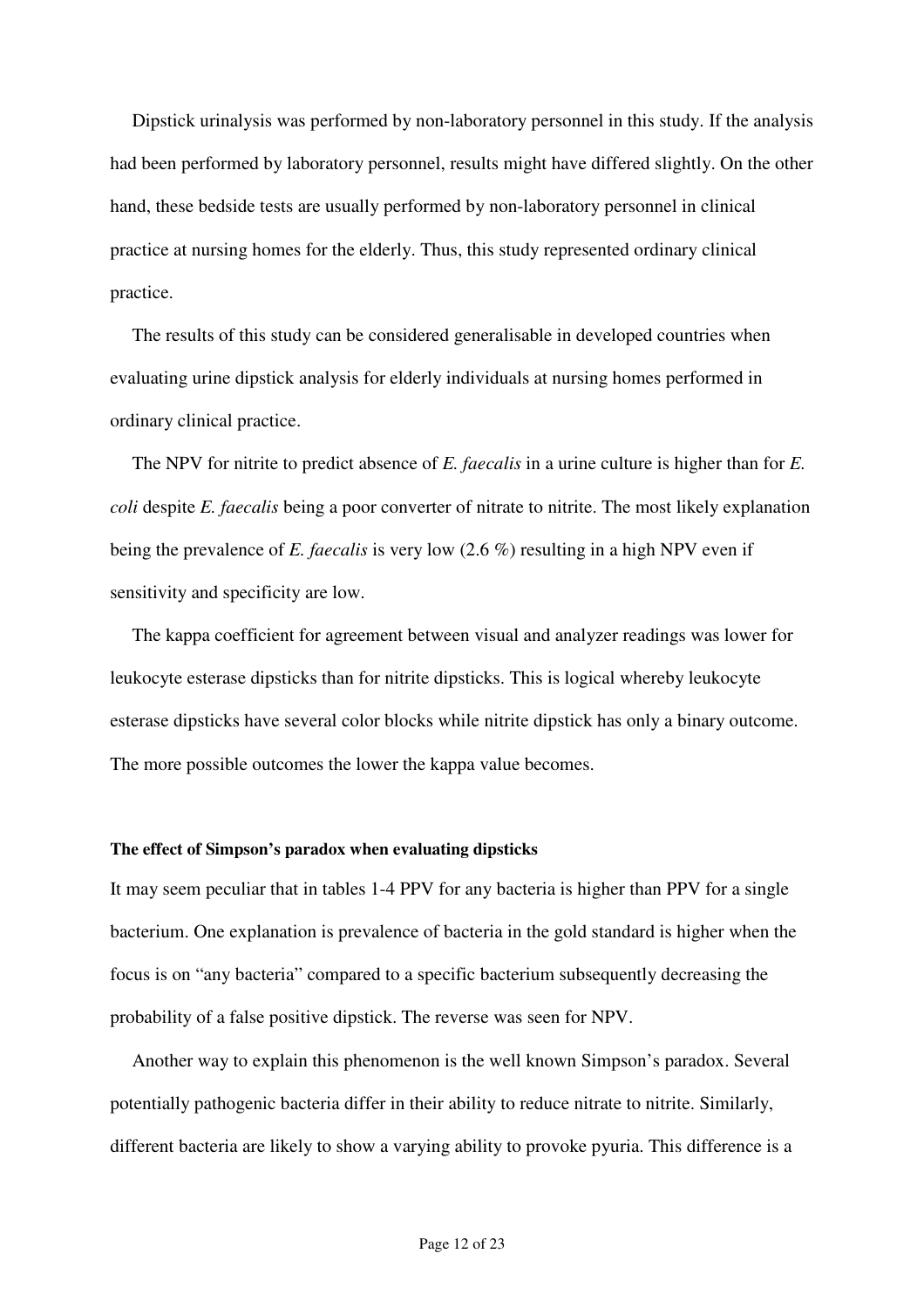Dipstick urinalysis was performed by non-laboratory personnel in this study. If the analysis had been performed by laboratory personnel, results might have differed slightly. On the other hand, these bedside tests are usually performed by non-laboratory personnel in clinical practice at nursing homes for the elderly. Thus, this study represented ordinary clinical practice.

The results of this study can be considered generalisable in developed countries when evaluating urine dipstick analysis for elderly individuals at nursing homes performed in ordinary clinical practice.

The NPV for nitrite to predict absence of *E. faecalis* in a urine culture is higher than for *E. coli* despite *E. faecalis* being a poor converter of nitrate to nitrite. The most likely explanation being the prevalence of *E. faecalis* is very low (2.6 %) resulting in a high NPV even if sensitivity and specificity are low.

The kappa coefficient for agreement between visual and analyzer readings was lower for leukocyte esterase dipsticks than for nitrite dipsticks. This is logical whereby leukocyte esterase dipsticks have several color blocks while nitrite dipstick has only a binary outcome. The more possible outcomes the lower the kappa value becomes.

**The effect of Simpson's paradox when evaluating dipsticks**

It may seem peculiar that in tables 1-4 PPV for any bacteria is higher than PPV for a single bacterium. One explanation is prevalence of bacteria in the gold standard is higher when the focus is on "any bacteria" compared to a specific bacterium subsequently decreasing the probability of a false positive dipstick. The reverse was seen for NPV.

Another way to explain this phenomenon is the well known Simpson's paradox. Several potentially pathogenic bacteria differ in their ability to reduce nitrate to nitrite. Similarly, different bacteria are likely to show a varying ability to provoke pyuria. This difference is a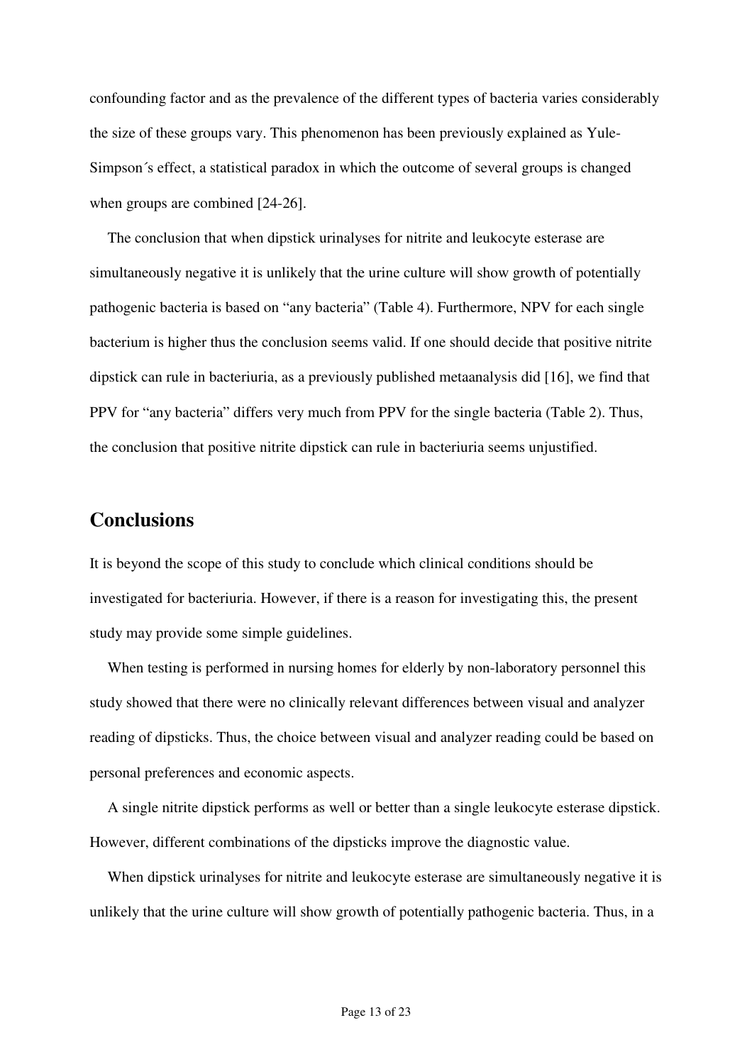confounding factor and as the prevalence of the different types of bacteria varies considerably the size of these groups vary. This phenomenon has been previously explained as Yule-Simpson´s effect, a statistical paradox in which the outcome of several groups is changed when groups are combined [24-26].

The conclusion that when dipstick urinalyses for nitrite and leukocyte esterase are simultaneously negative it is unlikely that the urine culture will show growth of potentially pathogenic bacteria is based on "any bacteria" (Table 4). Furthermore, NPV for each single bacterium is higher thus the conclusion seems valid. If one should decide that positive nitrite dipstick can rule in bacteriuria, as a previously published metaanalysis did [16], we find that PPV for "any bacteria" differs very much from PPV for the single bacteria (Table 2). Thus, the conclusion that positive nitrite dipstick can rule in bacteriuria seems unjustified.

## Conclusions

It is beyond the scope of this study to conclude which clinical conditions should be investigated for bacteriuria. However, if there is a reason for investigating this, the present study may provide some simple guidelines.

When testing is performed in nursing homes for elderly by non-laboratory personnel this study showed that there were no clinically relevant differences between visual and analyzer reading of dipsticks. Thus, the choice between visual and analyzer reading could be based on personal preferences and economic aspects.

A single nitrite dipstick performs as well or better than a single leukocyte esterase dipstick. However, different combinations of the dipsticks improve the diagnostic value.

When dipstick urinalyses for nitrite and leukocyte esterase are simultaneously negative it is unlikely that the urine culture will show growth of potentially pathogenic bacteria. Thus, in a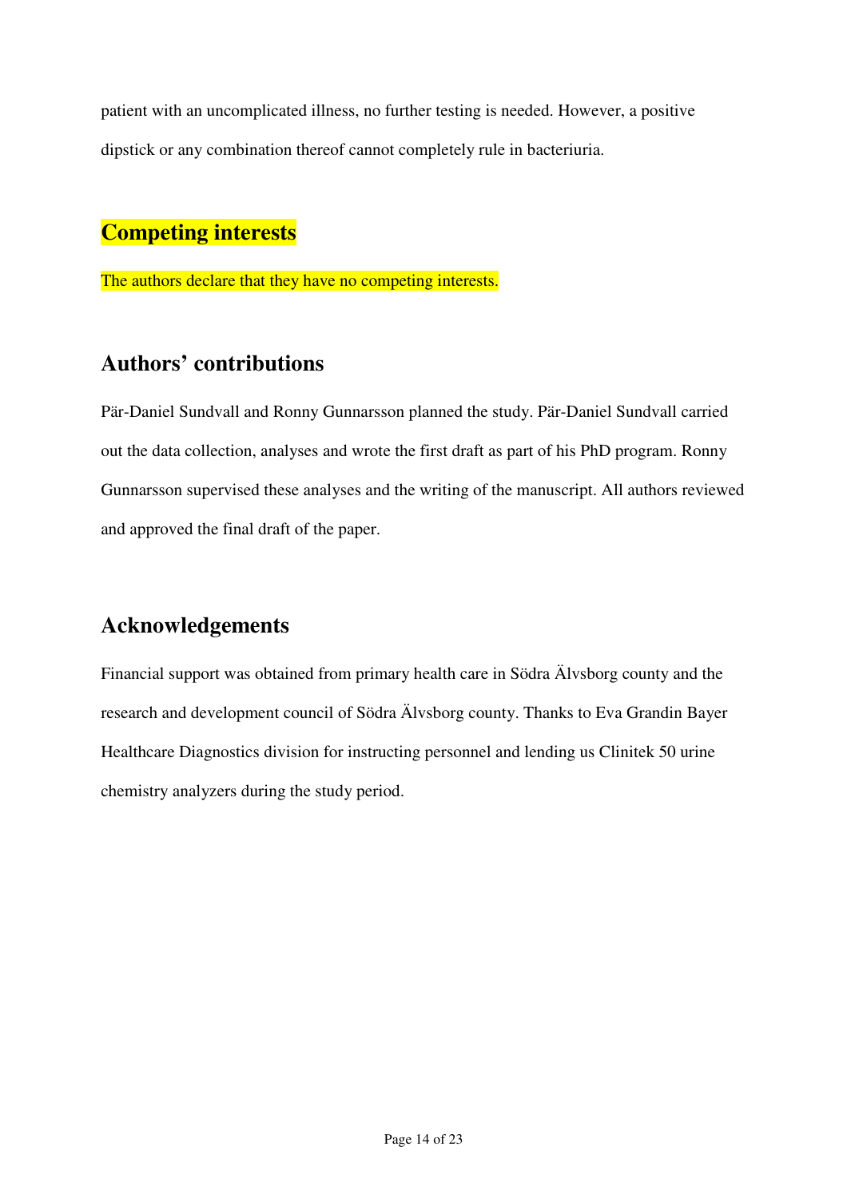patient with an uncomplicated illness, no further testing is needed. However, a positive dipstick or any combination thereof cannot completely rule in bacteriuria.

## Competing interests

The authors declare that they have no competing interests.

## Authors' contributions

Pär-Daniel Sundvall and Ronny Gunnarsson planned the study. Pär-Daniel Sundvall carried out the data collection, analyses and wrote the first draft as part of his PhD program. Ronny Gunnarsson supervised these analyses and the writing of the manuscript. All authors reviewed and approved the final draft of the paper.

## Acknowledgements

Financial support was obtained from primary health care in Södra Älvsborg county and the research and development council of Södra Älvsborg county. Thanks to Eva Grandin Bayer Healthcare Diagnostics division for instructing personnel and lending us Clinitek 50 urine chemistry analyzers during the study period.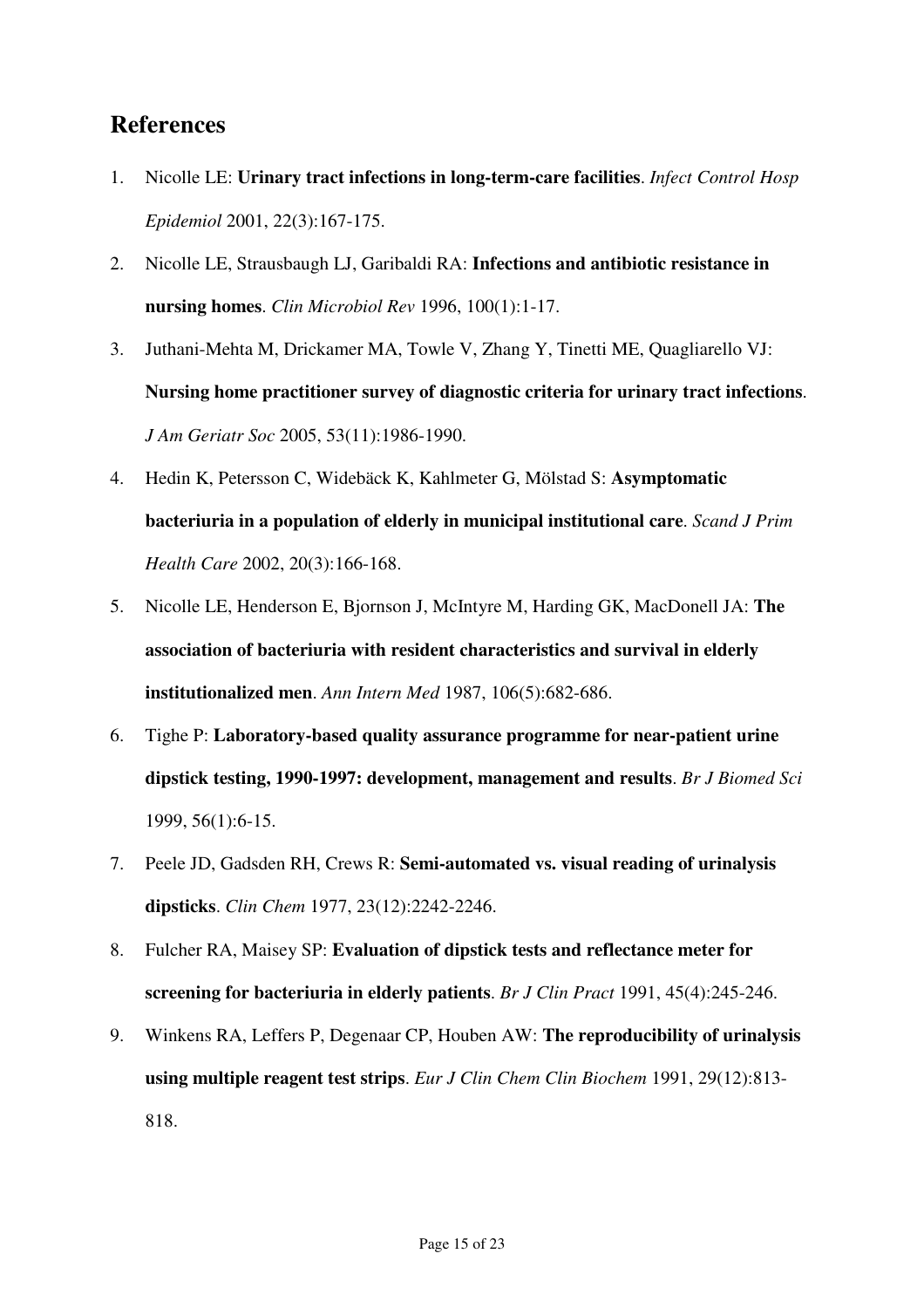## References

1. Nicolle LE: **Urinary tract infections in long-term-care facilities**. *Infect Control Hosp Epidemiol* 2001, 22(3):167-175.
2. Nicolle LE, Strausbaugh LJ, Garibaldi RA: **Infections and antibiotic resistance in nursing homes**. *Clin Microbiol Rev* 1996, 100(1):1-17.
3. Juthani-Mehta M, Drickamer MA, Towle V, Zhang Y, Tinetti ME, Quagliarello VJ: **Nursing home practitioner survey of diagnostic criteria for urinary tract infections**. *J Am Geriatr Soc* 2005, 53(11):1986-1990.
4. Hedin K, Petersson C, Widebäck K, Kahlmeter G, Mölstad S: **Asymptomatic bacteriuria in a population of elderly in municipal institutional care**. *Scand J Prim Health Care* 2002, 20(3):166-168.
5. Nicolle LE, Henderson E, Bjornson J, McIntyre M, Harding GK, MacDonell JA: **The association of bacteriuria with resident characteristics and survival in elderly institutionalized men**. *Ann Intern Med* 1987, 106(5):682-686.
6. Tighe P: **Laboratory-based quality assurance programme for near-patient urine dipstick testing, 1990-1997: development, management and results**. *Br J Biomed Sci* 1999, 56(1):6-15.
7. Peele JD, Gadsden RH, Crews R: **Semi-automated vs. visual reading of urinalysis dipsticks**. *Clin Chem* 1977, 23(12):2242-2246.
8. Fulcher RA, Maisey SP: **Evaluation of dipstick tests and reflectance meter for screening for bacteriuria in elderly patients**. *Br J Clin Pract* 1991, 45(4):245-246.
9. Winkens RA, Leffers P, Degenaar CP, Houben AW: **The reproducibility of urinalysis using multiple reagent test strips**. *Eur J Clin Chem Clin Biochem* 1991, 29(12):813-818.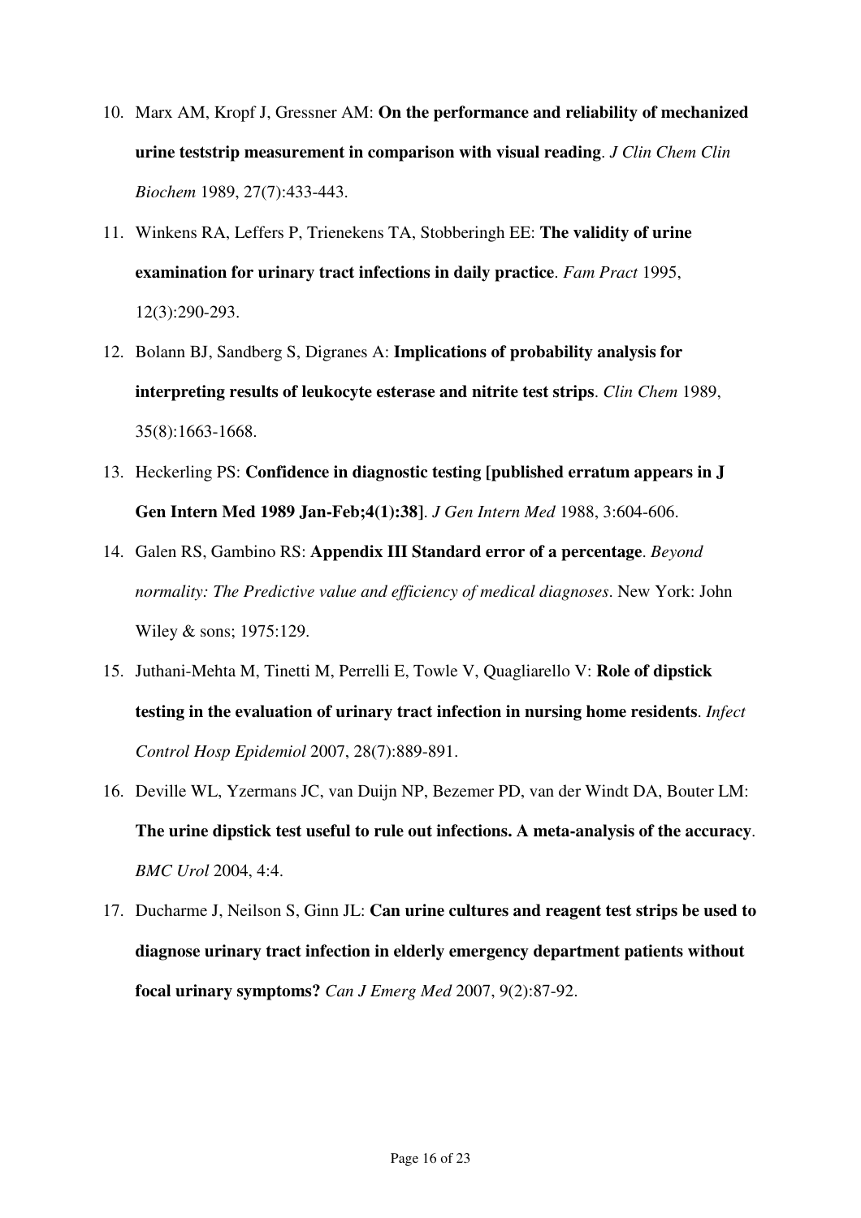10. Marx AM, Kropf J, Gressner AM: **On the performance and reliability of mechanized urine teststrip measurement in comparison with visual reading**. *J Clin Chem Clin Biochem* 1989, 27(7):433-443.
11. Winkens RA, Leffers P, Trienekens TA, Stobberingh EE: **The validity of urine examination for urinary tract infections in daily practice**. *Fam Pract* 1995, 12(3):290-293.
12. Bolann BJ, Sandberg S, Digranes A: **Implications of probability analysis for interpreting results of leukocyte esterase and nitrite test strips**. *Clin Chem* 1989, 35(8):1663-1668.
13. Heckerling PS: **Confidence in diagnostic testing [published erratum appears in J Gen Intern Med 1989 Jan-Feb;4(1):38]**. *J Gen Intern Med* 1988, 3:604-606.
14. Galen RS, Gambino RS: **Appendix III Standard error of a percentage**. *Beyond normality: The Predictive value and efficiency of medical diagnoses*. New York: John Wiley & sons; 1975:129.
15. Juthani-Mehta M, Tinetti M, Perrelli E, Towle V, Quagliarello V: **Role of dipstick testing in the evaluation of urinary tract infection in nursing home residents**. *Infect Control Hosp Epidemiol* 2007, 28(7):889-891.
16. Deville WL, Yzermans JC, van Duijn NP, Bezemer PD, van der Windt DA, Bouter LM: **The urine dipstick test useful to rule out infections. A meta-analysis of the accuracy**. *BMC Urol* 2004, 4:4.
17. Ducharme J, Neilson S, Ginn JL: **Can urine cultures and reagent test strips be used to diagnose urinary tract infection in elderly emergency department patients without focal urinary symptoms?** *Can J Emerg Med* 2007, 9(2):87-92.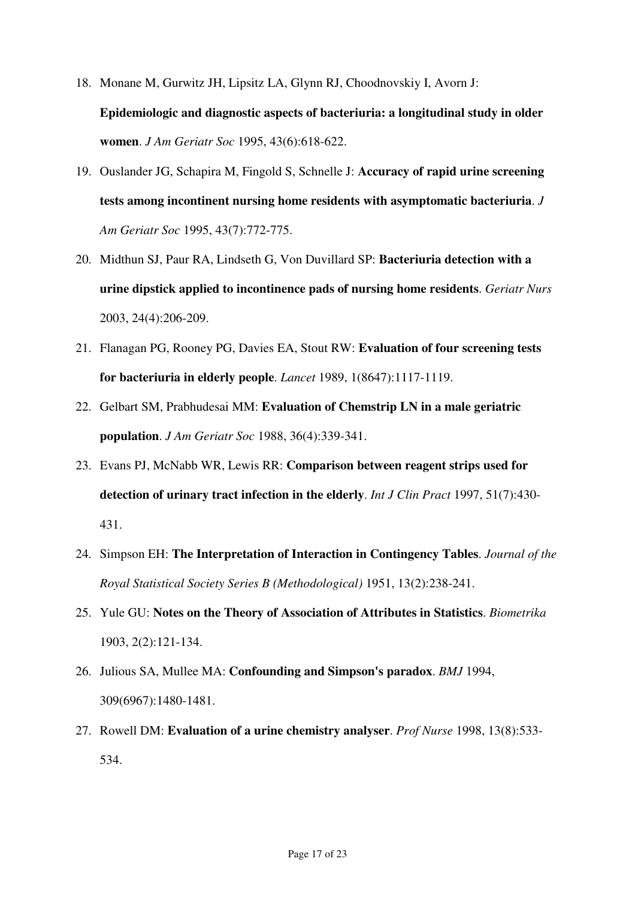18. Monane M, Gurwitz JH, Lipsitz LA, Glynn RJ, Choodnovskiy I, Avorn J: **Epidemiologic and diagnostic aspects of bacteriuria: a longitudinal study in older women**. *J Am Geriatr Soc* 1995, 43(6):618-622.
19. Ouslander JG, Schapira M, Fingold S, Schnelle J: **Accuracy of rapid urine screening tests among incontinent nursing home residents with asymptomatic bacteriuria**. *J Am Geriatr Soc* 1995, 43(7):772-775.
20. Midthun SJ, Paur RA, Lindseth G, Von Duvillard SP: **Bacteriuria detection with a urine dipstick applied to incontinence pads of nursing home residents**. *Geriatr Nurs* 2003, 24(4):206-209.
21. Flanagan PG, Rooney PG, Davies EA, Stout RW: **Evaluation of four screening tests for bacteriuria in elderly people**. *Lancet* 1989, 1(8647):1117-1119.
22. Gelbart SM, Prabhudesai MM: **Evaluation of Chemstrip LN in a male geriatric population**. *J Am Geriatr Soc* 1988, 36(4):339-341.
23. Evans PJ, McNabb WR, Lewis RR: **Comparison between reagent strips used for detection of urinary tract infection in the elderly**. *Int J Clin Pract* 1997, 51(7):430-431.
24. Simpson EH: **The Interpretation of Interaction in Contingency Tables**. *Journal of the Royal Statistical Society Series B (Methodological)* 1951, 13(2):238-241.
25. Yule GU: **Notes on the Theory of Association of Attributes in Statistics**. *Biometrika* 1903, 2(2):121-134.
26. Julious SA, Mullee MA: **Confounding and Simpson's paradox**. *BMJ* 1994, 309(6967):1480-1481.
27. Rowell DM: **Evaluation of a urine chemistry analyser**. *Prof Nurse* 1998, 13(8):533-534.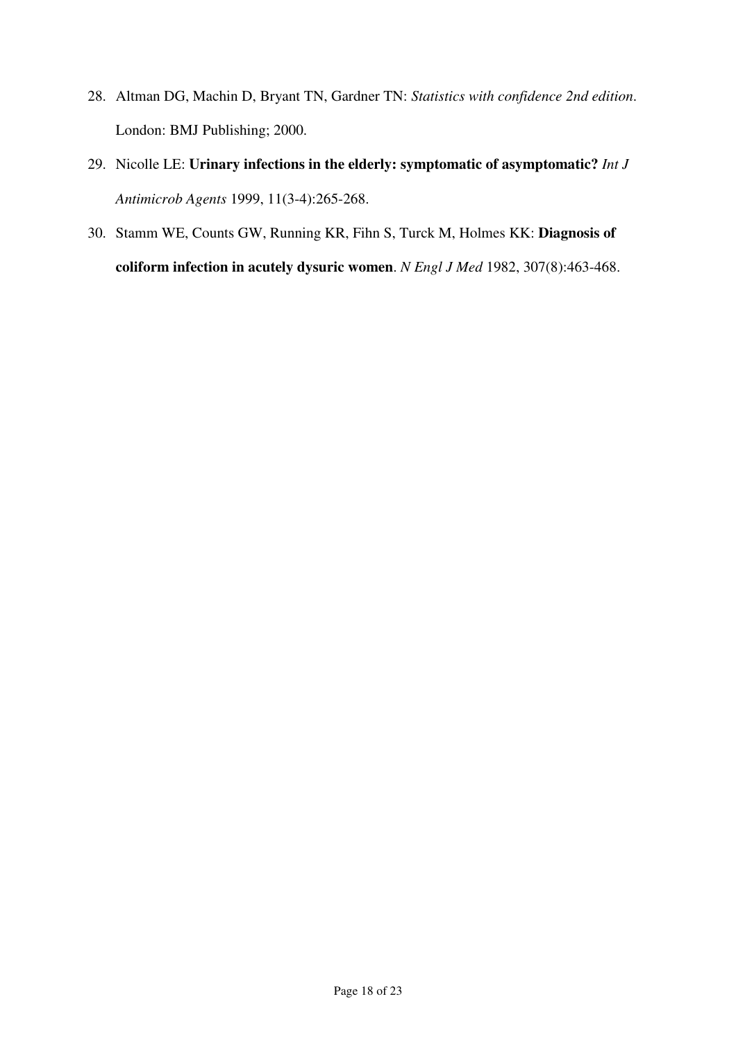28. Altman DG, Machin D, Bryant TN, Gardner TN: *Statistics with confidence 2nd edition*. London: BMJ Publishing; 2000.
29. Nicolle LE: **Urinary infections in the elderly: symptomatic of asymptomatic?** *Int J Antimicrob Agents* 1999, 11(3-4):265-268.
30. Stamm WE, Counts GW, Running KR, Fihn S, Turck M, Holmes KK: **Diagnosis of coliform infection in acutely dysuric women**. *N Engl J Med* 1982, 307(8):463-468.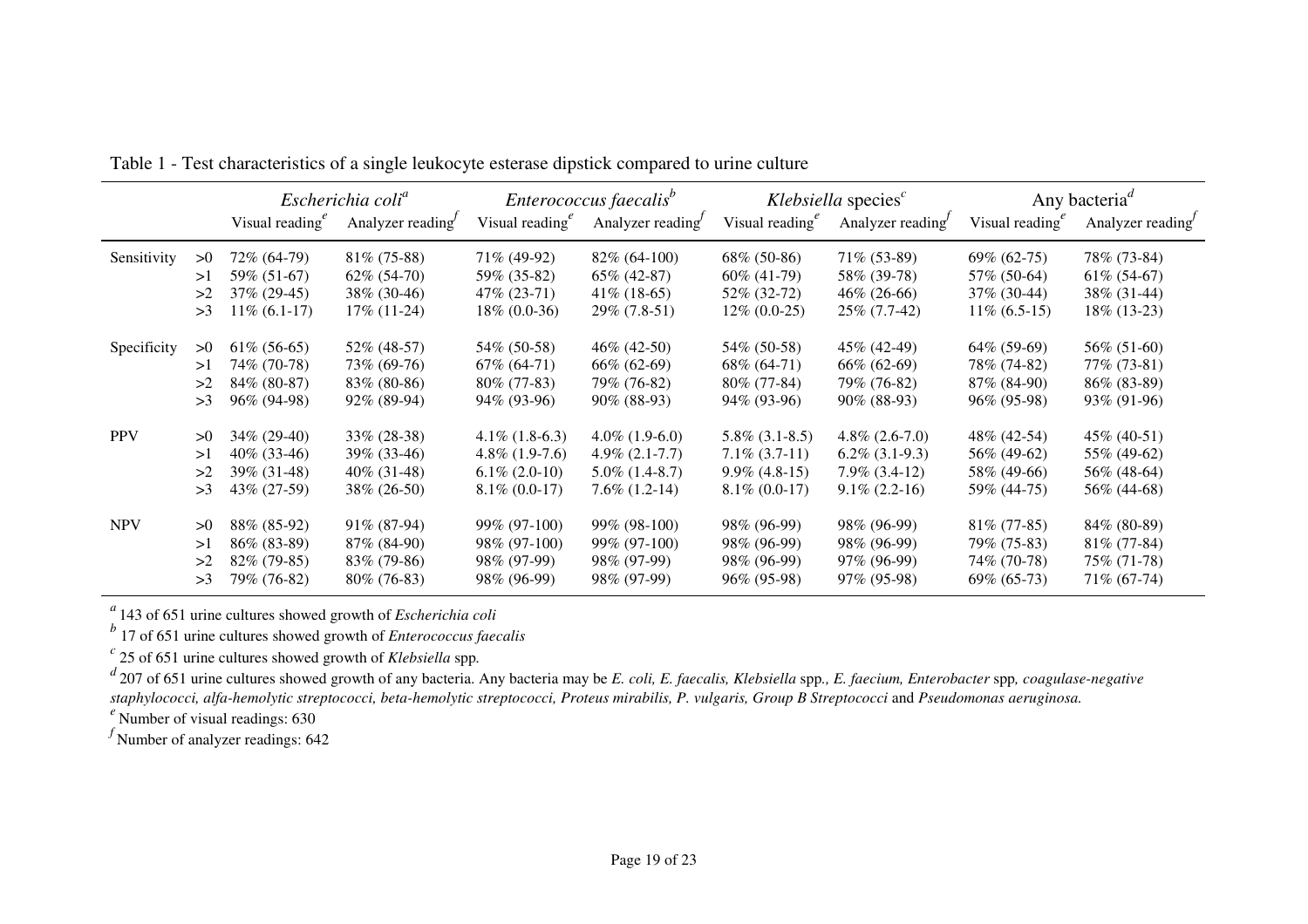Table 1 - Test characteristics of a single leukocyte esterase dipstick compared to urine culture

| | | *Escherichia coli*[a] | | *Enterococcus faecalis*[b] | | *Klebsiella* species[c] | | Any bacteria[d] | |
|---|---|---|---|---|---|---|---|---|---|
| | | Visual reading[e] | Analyzer reading[f] | Visual reading[e] | Analyzer reading[f] | Visual reading[e] | Analyzer reading[f] | Visual reading[e] | Analyzer reading[f] |
| Sensitivity | >0 | 72% (64-79) | 81% (75-88) | 71% (49-92) | 82% (64-100) | 68% (50-86) | 71% (53-89) | 69% (62-75) | 78% (73-84) |
| | >1 | 59% (51-67) | 62% (54-70) | 59% (35-82) | 65% (42-87) | 60% (41-79) | 58% (39-78) | 57% (50-64) | 61% (54-67) |
| | >2 | 37% (29-45) | 38% (30-46) | 47% (23-71) | 41% (18-65) | 52% (32-72) | 46% (26-66) | 37% (30-44) | 38% (31-44) |
| | >3 | 11% (6.1-17) | 17% (11-24) | 18% (0.0-36) | 29% (7.8-51) | 12% (0.0-25) | 25% (7.7-42) | 11% (6.5-15) | 18% (13-23) |
| Specificity | >0 | 61% (56-65) | 52% (48-57) | 54% (50-58) | 46% (42-50) | 54% (50-58) | 45% (42-49) | 64% (59-69) | 56% (51-60) |
| | >1 | 74% (70-78) | 73% (69-76) | 67% (64-71) | 66% (62-69) | 68% (64-71) | 66% (62-69) | 78% (74-82) | 77% (73-81) |
| | >2 | 84% (80-87) | 83% (80-86) | 80% (77-83) | 79% (76-82) | 80% (77-84) | 79% (76-82) | 87% (84-90) | 86% (83-89) |
| | >3 | 96% (94-98) | 92% (89-94) | 94% (93-96) | 90% (88-93) | 94% (93-96) | 90% (88-93) | 96% (95-98) | 93% (91-96) |
| PPV | >0 | 34% (29-40) | 33% (28-38) | 4.1% (1.8-6.3) | 4.0% (1.9-6.0) | 5.8% (3.1-8.5) | 4.8% (2.6-7.0) | 48% (42-54) | 45% (40-51) |
| | >1 | 40% (33-46) | 39% (33-46) | 4.8% (1.9-7.6) | 4.9% (2.1-7.7) | 7.1% (3.7-11) | 6.2% (3.1-9.3) | 56% (49-62) | 55% (49-62) |
| | >2 | 39% (31-48) | 40% (31-48) | 6.1% (2.0-10) | 5.0% (1.4-8.7) | 9.9% (4.8-15) | 7.9% (3.4-12) | 58% (49-66) | 56% (48-64) |
| | >3 | 43% (27-59) | 38% (26-50) | 8.1% (0.0-17) | 7.6% (1.2-14) | 8.1% (0.0-17) | 9.1% (2.2-16) | 59% (44-75) | 56% (44-68) |
| NPV | >0 | 88% (85-92) | 91% (87-94) | 99% (97-100) | 99% (98-100) | 98% (96-99) | 98% (96-99) | 81% (77-85) | 84% (80-89) |
| | >1 | 86% (83-89) | 87% (84-90) | 98% (97-100) | 99% (97-100) | 98% (96-99) | 98% (96-99) | 79% (75-83) | 81% (77-84) |
| | >2 | 82% (79-85) | 83% (79-86) | 98% (97-99) | 98% (97-99) | 98% (96-99) | 97% (96-99) | 74% (70-78) | 75% (71-78) |
| | >3 | 79% (76-82) | 80% (76-83) | 98% (96-99) | 98% (97-99) | 96% (95-98) | 97% (95-98) | 69% (65-73) | 71% (67-74) |

[a] 143 of 651 urine cultures showed growth of *Escherichia coli*

[b] 17 of 651 urine cultures showed growth of *Enterococcus faecalis*

[c] 25 of 651 urine cultures showed growth of *Klebsiella* spp.

[d] 207 of 651 urine cultures showed growth of any bacteria. Any bacteria may be *E. coli, E. faecalis, Klebsiella* spp*., E. faecium, Enterobacter* spp*, coagulase-negative staphylococci, alfa-hemolytic streptococci, beta-hemolytic streptococci, Proteus mirabilis, P. vulgaris, Group B Streptococci* and *Pseudomonas aeruginosa.*

[e] Number of visual readings: 630

[f] Number of analyzer readings: 642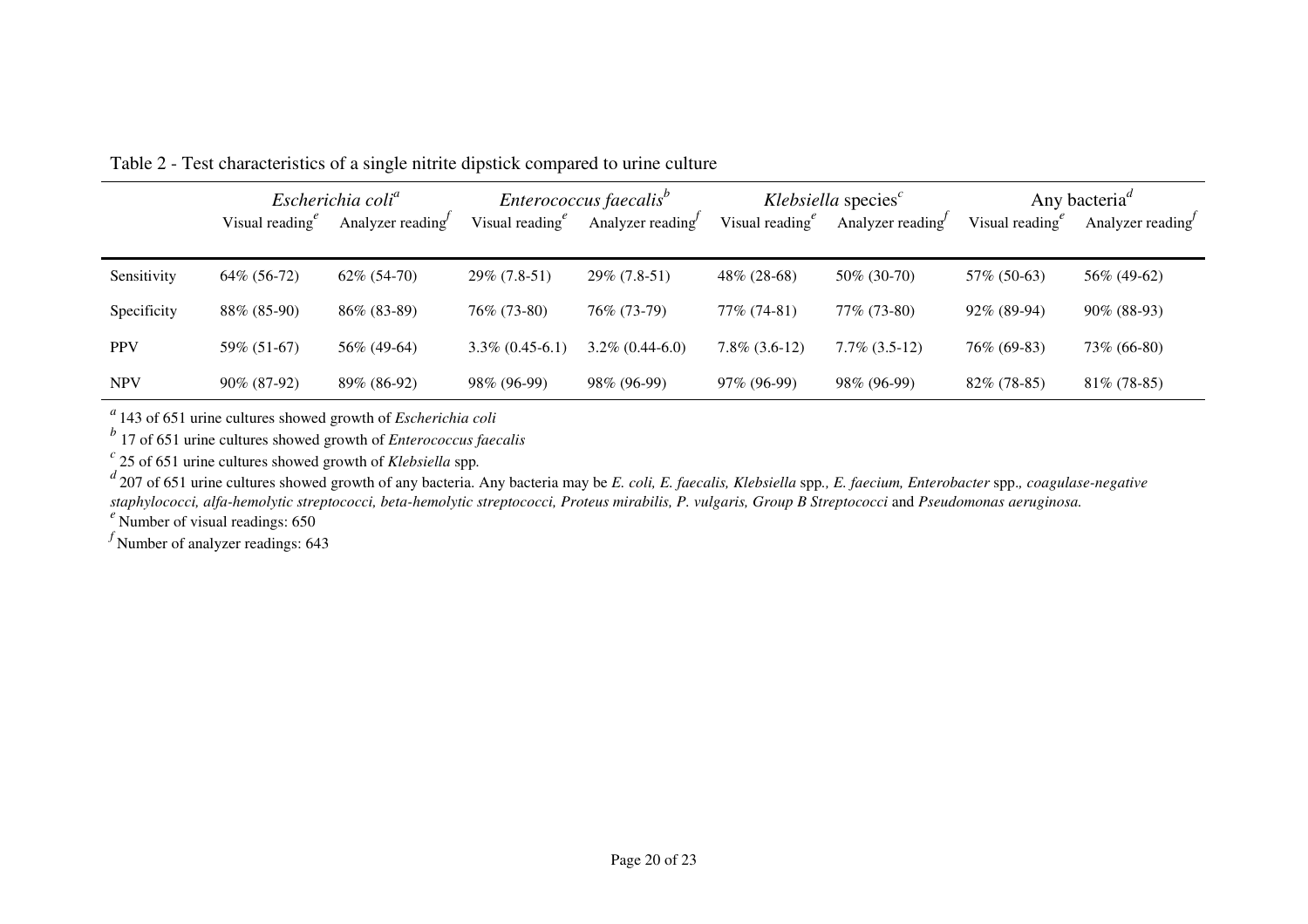Table 2 - Test characteristics of a single nitrite dipstick compared to urine culture

| | *Escherichia coli*[a] | | *Enterococcus faecalis*[b] | | *Klebsiella* species[c] | | Any bacteria[d] | |
|---|---|---|---|---|---|---|---|---|
| | Visual reading[e] | Analyzer reading[f] | Visual reading[e] | Analyzer reading[f] | Visual reading[e] | Analyzer reading[f] | Visual reading[e] | Analyzer reading[f] |
| Sensitivity | 64% (56-72) | 62% (54-70) | 29% (7.8-51) | 29% (7.8-51) | 48% (28-68) | 50% (30-70) | 57% (50-63) | 56% (49-62) |
| Specificity | 88% (85-90) | 86% (83-89) | 76% (73-80) | 76% (73-79) | 77% (74-81) | 77% (73-80) | 92% (89-94) | 90% (88-93) |
| PPV | 59% (51-67) | 56% (49-64) | 3.3% (0.45-6.1) | 3.2% (0.44-6.0) | 7.8% (3.6-12) | 7.7% (3.5-12) | 76% (69-83) | 73% (66-80) |
| NPV | 90% (87-92) | 89% (86-92) | 98% (96-99) | 98% (96-99) | 97% (96-99) | 98% (96-99) | 82% (78-85) | 81% (78-85) |

[a] 143 of 651 urine cultures showed growth of *Escherichia coli*

[b] 17 of 651 urine cultures showed growth of *Enterococcus faecalis*

[c] 25 of 651 urine cultures showed growth of *Klebsiella* spp.

[d] 207 of 651 urine cultures showed growth of any bacteria. Any bacteria may be *E. coli, E. faecalis, Klebsiella* spp.*, E. faecium, Enterobacter* spp.*, coagulase-negative staphylococci, alfa-hemolytic streptococci, beta-hemolytic streptococci, Proteus mirabilis, P. vulgaris, Group B Streptococci* and *Pseudomonas aeruginosa.*

[e] Number of visual readings: 650

[f] Number of analyzer readings: 643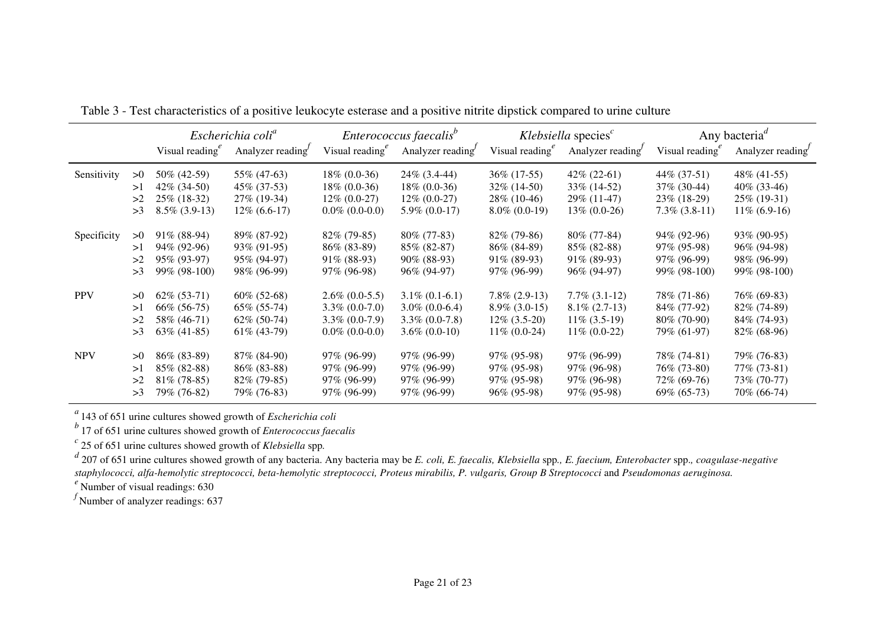Table 3 - Test characteristics of a positive leukocyte esterase and a positive nitrite dipstick compared to urine culture

| | | *Escherichia coli*[a] | | *Enterococcus faecalis*[b] | | *Klebsiella* species[c] | | Any bacteria[d] | |
|---|---|---|---|---|---|---|---|---|---|
| | | Visual reading[e] | Analyzer reading[f] | Visual reading[e] | Analyzer reading[f] | Visual reading[e] | Analyzer reading[f] | Visual reading[e] | Analyzer reading[f] |
| Sensitivity | >0 | 50% (42-59) | 55% (47-63) | 18% (0.0-36) | 24% (3.4-44) | 36% (17-55) | 42% (22-61) | 44% (37-51) | 48% (41-55) |
| | >1 | 42% (34-50) | 45% (37-53) | 18% (0.0-36) | 18% (0.0-36) | 32% (14-50) | 33% (14-52) | 37% (30-44) | 40% (33-46) |
| | >2 | 25% (18-32) | 27% (19-34) | 12% (0.0-27) | 12% (0.0-27) | 28% (10-46) | 29% (11-47) | 23% (18-29) | 25% (19-31) |
| | >3 | 8.5% (3.9-13) | 12% (6.6-17) | 0.0% (0.0-0.0) | 5.9% (0.0-17) | 8.0% (0.0-19) | 13% (0.0-26) | 7.3% (3.8-11) | 11% (6.9-16) |
| Specificity | >0 | 91% (88-94) | 89% (87-92) | 82% (79-85) | 80% (77-83) | 82% (79-86) | 80% (77-84) | 94% (92-96) | 93% (90-95) |
| | >1 | 94% (92-96) | 93% (91-95) | 86% (83-89) | 85% (82-87) | 86% (84-89) | 85% (82-88) | 97% (95-98) | 96% (94-98) |
| | >2 | 95% (93-97) | 95% (94-97) | 91% (88-93) | 90% (88-93) | 91% (89-93) | 91% (89-93) | 97% (96-99) | 98% (96-99) |
| | >3 | 99% (98-100) | 98% (96-99) | 97% (96-98) | 96% (94-97) | 97% (96-99) | 96% (94-97) | 99% (98-100) | 99% (98-100) |
| PPV | >0 | 62% (53-71) | 60% (52-68) | 2.6% (0.0-5.5) | 3.1% (0.1-6.1) | 7.8% (2.9-13) | 7.7% (3.1-12) | 78% (71-86) | 76% (69-83) |
| | >1 | 66% (56-75) | 65% (55-74) | 3.3% (0.0-7.0) | 3.0% (0.0-6.4) | 8.9% (3.0-15) | 8.1% (2.7-13) | 84% (77-92) | 82% (74-89) |
| | >2 | 58% (46-71) | 62% (50-74) | 3.3% (0.0-7.9) | 3.3% (0.0-7.8) | 12% (3.5-20) | 11% (3.5-19) | 80% (70-90) | 84% (74-93) |
| | >3 | 63% (41-85) | 61% (43-79) | 0.0% (0.0-0.0) | 3.6% (0.0-10) | 11% (0.0-24) | 11% (0.0-22) | 79% (61-97) | 82% (68-96) |
| NPV | >0 | 86% (83-89) | 87% (84-90) | 97% (96-99) | 97% (96-99) | 97% (95-98) | 97% (96-99) | 78% (74-81) | 79% (76-83) |
| | >1 | 85% (82-88) | 86% (83-88) | 97% (96-99) | 97% (96-99) | 97% (95-98) | 97% (96-98) | 76% (73-80) | 77% (73-81) |
| | >2 | 81% (78-85) | 82% (79-85) | 97% (96-99) | 97% (96-99) | 97% (95-98) | 97% (96-98) | 72% (69-76) | 73% (70-77) |
| | >3 | 79% (76-82) | 79% (76-83) | 97% (96-99) | 97% (96-99) | 96% (95-98) | 97% (95-98) | 69% (65-73) | 70% (66-74) |

[a] 143 of 651 urine cultures showed growth of *Escherichia coli*

[b] 17 of 651 urine cultures showed growth of *Enterococcus faecalis*

[c] 25 of 651 urine cultures showed growth of *Klebsiella* spp.

[d] 207 of 651 urine cultures showed growth of any bacteria. Any bacteria may be *E. coli, E. faecalis, Klebsiella* spp*., E. faecium, Enterobacter* spp*., coagulase-negative staphylococci, alfa-hemolytic streptococci, beta-hemolytic streptococci, Proteus mirabilis, P. vulgaris, Group B Streptococci* and *Pseudomonas aeruginosa.*

[e] Number of visual readings: 630

[f] Number of analyzer readings: 637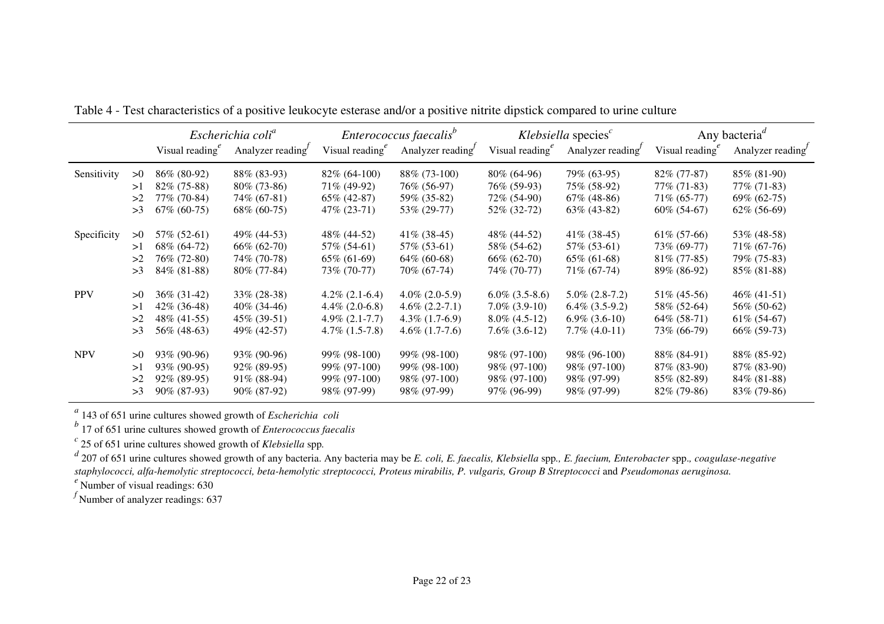Table 4 - Test characteristics of a positive leukocyte esterase and/or a positive nitrite dipstick compared to urine culture

| | | *Escherichia coli*[a] | | *Enterococcus faecalis*[b] | | *Klebsiella* species[c] | | Any bacteria[d] | |
|---|---|---|---|---|---|---|---|---|---|
| | | Visual reading[e] | Analyzer reading[f] | Visual reading[e] | Analyzer reading[f] | Visual reading[e] | Analyzer reading[f] | Visual reading[e] | Analyzer reading[f] |
| Sensitivity | >0 | 86% (80-92) | 88% (83-93) | 82% (64-100) | 88% (73-100) | 80% (64-96) | 79% (63-95) | 82% (77-87) | 85% (81-90) |
| | >1 | 82% (75-88) | 80% (73-86) | 71% (49-92) | 76% (56-97) | 76% (59-93) | 75% (58-92) | 77% (71-83) | 77% (71-83) |
| | >2 | 77% (70-84) | 74% (67-81) | 65% (42-87) | 59% (35-82) | 72% (54-90) | 67% (48-86) | 71% (65-77) | 69% (62-75) |
| | >3 | 67% (60-75) | 68% (60-75) | 47% (23-71) | 53% (29-77) | 52% (32-72) | 63% (43-82) | 60% (54-67) | 62% (56-69) |
| Specificity | >0 | 57% (52-61) | 49% (44-53) | 48% (44-52) | 41% (38-45) | 48% (44-52) | 41% (38-45) | 61% (57-66) | 53% (48-58) |
| | >1 | 68% (64-72) | 66% (62-70) | 57% (54-61) | 57% (53-61) | 58% (54-62) | 57% (53-61) | 73% (69-77) | 71% (67-76) |
| | >2 | 76% (72-80) | 74% (70-78) | 65% (61-69) | 64% (60-68) | 66% (62-70) | 65% (61-68) | 81% (77-85) | 79% (75-83) |
| | >3 | 84% (81-88) | 80% (77-84) | 73% (70-77) | 70% (67-74) | 74% (70-77) | 71% (67-74) | 89% (86-92) | 85% (81-88) |
| PPV | >0 | 36% (31-42) | 33% (28-38) | 4.2% (2.1-6.4) | 4.0% (2.0-5.9) | 6.0% (3.5-8.6) | 5.0% (2.8-7.2) | 51% (45-56) | 46% (41-51) |
| | >1 | 42% (36-48) | 40% (34-46) | 4.4% (2.0-6.8) | 4.6% (2.2-7.1) | 7.0% (3.9-10) | 6.4% (3.5-9.2) | 58% (52-64) | 56% (50-62) |
| | >2 | 48% (41-55) | 45% (39-51) | 4.9% (2.1-7.7) | 4.3% (1.7-6.9) | 8.0% (4.5-12) | 6.9% (3.6-10) | 64% (58-71) | 61% (54-67) |
| | >3 | 56% (48-63) | 49% (42-57) | 4.7% (1.5-7.8) | 4.6% (1.7-7.6) | 7.6% (3.6-12) | 7.7% (4.0-11) | 73% (66-79) | 66% (59-73) |
| NPV | >0 | 93% (90-96) | 93% (90-96) | 99% (98-100) | 99% (98-100) | 98% (97-100) | 98% (96-100) | 88% (84-91) | 88% (85-92) |
| | >1 | 93% (90-95) | 92% (89-95) | 99% (97-100) | 99% (98-100) | 98% (97-100) | 98% (97-100) | 87% (83-90) | 87% (83-90) |
| | >2 | 92% (89-95) | 91% (88-94) | 99% (97-100) | 98% (97-100) | 98% (97-100) | 98% (97-99) | 85% (82-89) | 84% (81-88) |
| | >3 | 90% (87-93) | 90% (87-92) | 98% (97-99) | 98% (97-99) | 97% (96-99) | 98% (97-99) | 82% (79-86) | 83% (79-86) |

[a] 143 of 651 urine cultures showed growth of *Escherichia coli*

[b] 17 of 651 urine cultures showed growth of *Enterococcus faecalis*

[c] 25 of 651 urine cultures showed growth of *Klebsiella* spp.

[d] 207 of 651 urine cultures showed growth of any bacteria. Any bacteria may be *E. coli, E. faecalis, Klebsiella* spp*., E. faecium, Enterobacter* spp*., coagulase-negative staphylococci, alfa-hemolytic streptococci, beta-hemolytic streptococci, Proteus mirabilis, P. vulgaris, Group B Streptococci* and *Pseudomonas aeruginosa.*

[e] Number of visual readings: 630

[f] Number of analyzer readings: 637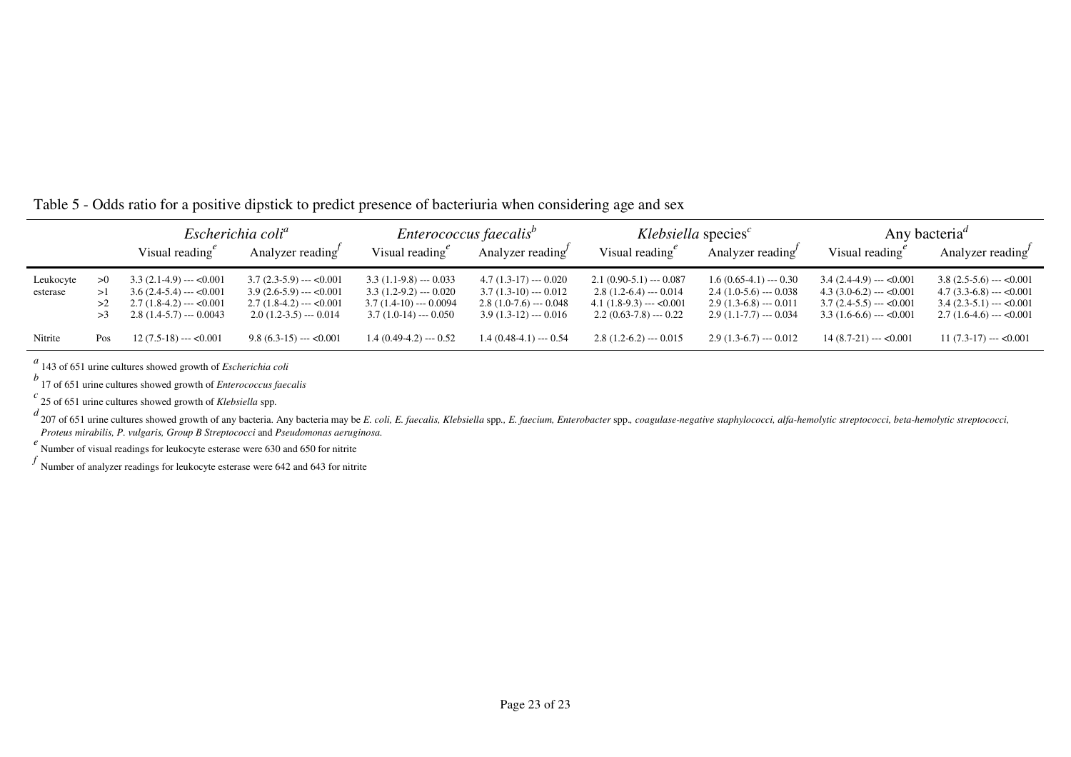Table 5 - Odds ratio for a positive dipstick to predict presence of bacteriuria when considering age and sex

| | | *Escherichia coli*[a] | | *Enterococcus faecalis*[b] | | *Klebsiella* species[c] | | Any bacteria[d] | |
|---|---|---|---|---|---|---|---|---|---|
| | | Visual reading[e] | Analyzer reading[f] | Visual reading[e] | Analyzer reading[f] | Visual reading[e] | Analyzer reading[f] | Visual reading[e] | Analyzer reading[f] |
| Leukocyte esterase | >0 | 3.3 (2.1-4.9) --- <0.001 | 3.7 (2.3-5.9) --- <0.001 | 3.3 (1.1-9.8) --- 0.033 | 4.7 (1.3-17) --- 0.020 | 2.1 (0.90-5.1) --- 0.087 | 1.6 (0.65-4.1) --- 0.30 | 3.4 (2.4-4.9) --- <0.001 | 3.8 (2.5-5.6) --- <0.001 |
| | >1 | 3.6 (2.4-5.4) --- <0.001 | 3.9 (2.6-5.9) --- <0.001 | 3.3 (1.2-9.2) --- 0.020 | 3.7 (1.3-10) --- 0.012 | 2.8 (1.2-6.4) --- 0.014 | 2.4 (1.0-5.6) --- 0.038 | 4.3 (3.0-6.2) --- <0.001 | 4.7 (3.3-6.8) --- <0.001 |
| | >2 | 2.7 (1.8-4.2) --- <0.001 | 2.7 (1.8-4.2) --- <0.001 | 3.7 (1.4-10) --- 0.0094 | 2.8 (1.0-7.6) --- 0.048 | 4.1 (1.8-9.3) --- <0.001 | 2.9 (1.3-6.8) --- 0.011 | 3.7 (2.4-5.5) --- <0.001 | 3.4 (2.3-5.1) --- <0.001 |
| | >3 | 2.8 (1.4-5.7) --- 0.0043 | 2.0 (1.2-3.5) --- 0.014 | 3.7 (1.0-14) --- 0.050 | 3.9 (1.3-12) --- 0.016 | 2.2 (0.63-7.8) --- 0.22 | 2.9 (1.1-7.7) --- 0.034 | 3.3 (1.6-6.6) --- <0.001 | 2.7 (1.6-4.6) --- <0.001 |
| Nitrite | Pos | 12 (7.5-18) --- <0.001 | 9.8 (6.3-15) --- <0.001 | 1.4 (0.49-4.2) --- 0.52 | 1.4 (0.48-4.1) --- 0.54 | 2.8 (1.2-6.2) --- 0.015 | 2.9 (1.3-6.7) --- 0.012 | 14 (8.7-21) --- <0.001 | 11 (7.3-17) --- <0.001 |

[a] 143 of 651 urine cultures showed growth of *Escherichia coli*

[b] 17 of 651 urine cultures showed growth of *Enterococcus faecalis*

[c] 25 of 651 urine cultures showed growth of *Klebsiella* spp.

[d] 207 of 651 urine cultures showed growth of any bacteria. Any bacteria may be *E. coli, E. faecalis, Klebsiella* spp*., E. faecium, Enterobacter* spp*., coagulase-negative staphylococci, alfa-hemolytic streptococci, beta-hemolytic streptococci, Proteus mirabilis, P. vulgaris, Group B Streptococci* and *Pseudomonas aeruginosa.*

[e] Number of visual readings for leukocyte esterase were 630 and 650 for nitrite

[f] Number of analyzer readings for leukocyte esterase were 642 and 643 for nitrite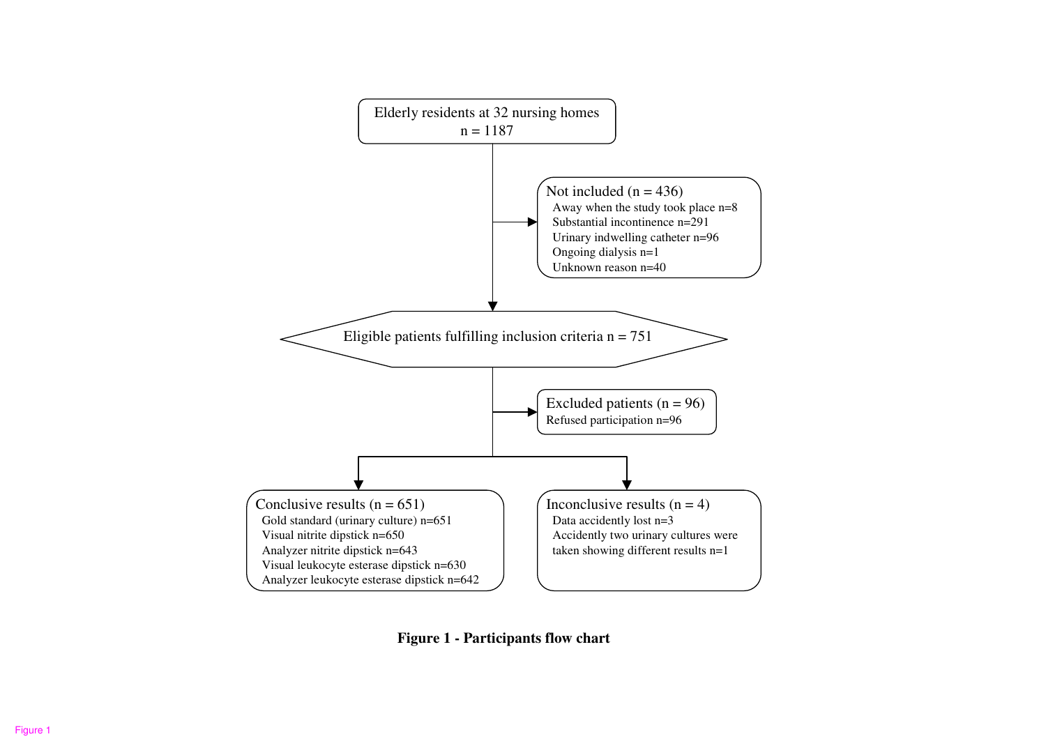Elderly residents at 32 nursing homes
n = 1187

Not included (n = 436)
Away when the study took place n=8
Substantial incontinence n=291
Urinary indwelling catheter n=96
Ongoing dialysis n=1
Unknown reason n=40

Eligible patients fulfilling inclusion criteria n = 751

Excluded patients (n = 96)
Refused participation n=96

Conclusive results (n = 651)
Gold standard (urinary culture) n=651
Visual nitrite dipstick n=650
Analyzer nitrite dipstick n=643
Visual leukocyte esterase dipstick n=630
Analyzer leukocyte esterase dipstick n=642

Inconclusive results (n = 4)
Data accidently lost n=3
Accidently two urinary cultures were taken showing different results n=1

**Figure 1 - Participants flow chart**